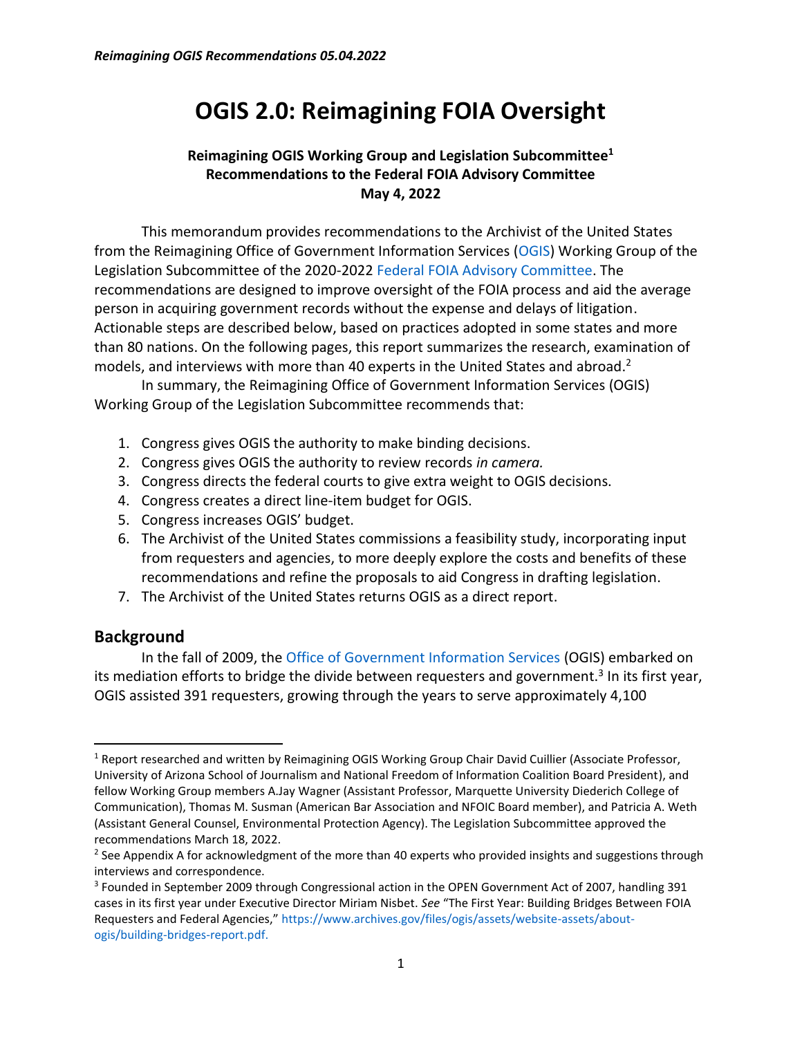# OGIS 2.0: Reimagining FOIA Oversight

**Reimagining OGIS Working Group and Legislation Subcommittee[1]**
**Recommendations to the Federal FOIA Advisory Committee**
**May 4, 2022**

This memorandum provides recommendations to the Archivist of the United States from the Reimagining Office of Government Information Services (OGIS) Working Group of the Legislation Subcommittee of the 2020-2022 Federal FOIA Advisory Committee. The recommendations are designed to improve oversight of the FOIA process and aid the average person in acquiring government records without the expense and delays of litigation. Actionable steps are described below, based on practices adopted in some states and more than 80 nations. On the following pages, this report summarizes the research, examination of models, and interviews with more than 40 experts in the United States and abroad.[2]

In summary, the Reimagining Office of Government Information Services (OGIS) Working Group of the Legislation Subcommittee recommends that:

1. Congress gives OGIS the authority to make binding decisions.
2. Congress gives OGIS the authority to review records *in camera.*
3. Congress directs the federal courts to give extra weight to OGIS decisions.
4. Congress creates a direct line-item budget for OGIS.
5. Congress increases OGIS' budget.
6. The Archivist of the United States commissions a feasibility study, incorporating input from requesters and agencies, to more deeply explore the costs and benefits of these recommendations and refine the proposals to aid Congress in drafting legislation.
7. The Archivist of the United States returns OGIS as a direct report.

## Background

In the fall of 2009, the Office of Government Information Services (OGIS) embarked on its mediation efforts to bridge the divide between requesters and government.[3] In its first year, OGIS assisted 391 requesters, growing through the years to serve approximately 4,100

---

[1] Report researched and written by Reimagining OGIS Working Group Chair David Cuillier (Associate Professor, University of Arizona School of Journalism and National Freedom of Information Coalition Board President), and fellow Working Group members A.Jay Wagner (Assistant Professor, Marquette University Diederich College of Communication), Thomas M. Susman (American Bar Association and NFOIC Board member), and Patricia A. Weth (Assistant General Counsel, Environmental Protection Agency). The Legislation Subcommittee approved the recommendations March 18, 2022.

[2] See Appendix A for acknowledgment of the more than 40 experts who provided insights and suggestions through interviews and correspondence.

[3] Founded in September 2009 through Congressional action in the OPEN Government Act of 2007, handling 391 cases in its first year under Executive Director Miriam Nisbet. *See* "The First Year: Building Bridges Between FOIA Requesters and Federal Agencies," https://www.archives.gov/files/ogis/assets/website-assets/about-ogis/building-bridges-report.pdf.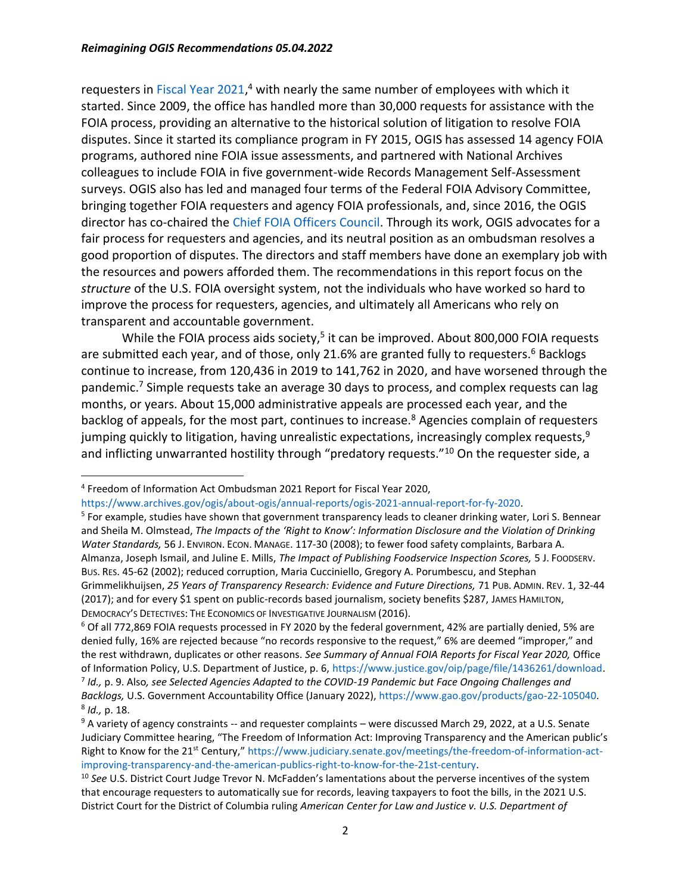requesters in Fiscal Year 2021,[4] with nearly the same number of employees with which it started. Since 2009, the office has handled more than 30,000 requests for assistance with the FOIA process, providing an alternative to the historical solution of litigation to resolve FOIA disputes. Since it started its compliance program in FY 2015, OGIS has assessed 14 agency FOIA programs, authored nine FOIA issue assessments, and partnered with National Archives colleagues to include FOIA in five government-wide Records Management Self-Assessment surveys. OGIS also has led and managed four terms of the Federal FOIA Advisory Committee, bringing together FOIA requesters and agency FOIA professionals, and, since 2016, the OGIS director has co-chaired the Chief FOIA Officers Council. Through its work, OGIS advocates for a fair process for requesters and agencies, and its neutral position as an ombudsman resolves a good proportion of disputes. The directors and staff members have done an exemplary job with the resources and powers afforded them. The recommendations in this report focus on the *structure* of the U.S. FOIA oversight system, not the individuals who have worked so hard to improve the process for requesters, agencies, and ultimately all Americans who rely on transparent and accountable government.

While the FOIA process aids society,[5] it can be improved. About 800,000 FOIA requests are submitted each year, and of those, only 21.6% are granted fully to requesters.[6] Backlogs continue to increase, from 120,436 in 2019 to 141,762 in 2020, and have worsened through the pandemic.[7] Simple requests take an average 30 days to process, and complex requests can lag months, or years. About 15,000 administrative appeals are processed each year, and the backlog of appeals, for the most part, continues to increase.[8] Agencies complain of requesters jumping quickly to litigation, having unrealistic expectations, increasingly complex requests,[9] and inflicting unwarranted hostility through "predatory requests."[10] On the requester side, a

---

[4] Freedom of Information Act Ombudsman 2021 Report for Fiscal Year 2020, https://www.archives.gov/ogis/about-ogis/annual-reports/ogis-2021-annual-report-for-fy-2020.

[5] For example, studies have shown that government transparency leads to cleaner drinking water, Lori S. Bennear and Sheila M. Olmstead, *The Impacts of the 'Right to Know': Information Disclosure and the Violation of Drinking Water Standards,* 56 J. ENVIRON. ECON. MANAGE. 117-30 (2008); to fewer food safety complaints, Barbara A. Almanza, Joseph Ismail, and Juline E. Mills, *The Impact of Publishing Foodservice Inspection Scores,* 5 J. FOODSERV. BUS. RES. 45-62 (2002); reduced corruption, Maria Cucciniello, Gregory A. Porumbescu, and Stephan Grimmelikhuijsen, *25 Years of Transparency Research: Evidence and Future Directions,* 71 PUB. ADMIN. REV. 1, 32-44 (2017); and for every $1 spent on public-records based journalism, society benefits $287, JAMES HAMILTON, DEMOCRACY'S DETECTIVES: THE ECONOMICS OF INVESTIGATIVE JOURNALISM (2016).

[6] Of all 772,869 FOIA requests processed in FY 2020 by the federal government, 42% are partially denied, 5% are denied fully, 16% are rejected because "no records responsive to the request," 6% are deemed "improper," and the rest withdrawn, duplicates or other reasons. *See Summary of Annual FOIA Reports for Fiscal Year 2020,* Office of Information Policy, U.S. Department of Justice, p. 6, https://www.justice.gov/oip/page/file/1436261/download.

[7] *Id.,* p. 9. Also*, see Selected Agencies Adapted to the COVID-19 Pandemic but Face Ongoing Challenges and Backlogs,* U.S. Government Accountability Office (January 2022), https://www.gao.gov/products/gao-22-105040.

[8] *Id.,* p. 18.

[9] A variety of agency constraints -- and requester complaints – were discussed March 29, 2022, at a U.S. Senate Judiciary Committee hearing, "The Freedom of Information Act: Improving Transparency and the American public's Right to Know for the 21st Century," https://www.judiciary.senate.gov/meetings/the-freedom-of-information-act-improving-transparency-and-the-american-publics-right-to-know-for-the-21st-century.

[10] *See* U.S. District Court Judge Trevor N. McFadden's lamentations about the perverse incentives of the system that encourage requesters to automatically sue for records, leaving taxpayers to foot the bills, in the 2021 U.S. District Court for the District of Columbia ruling *American Center for Law and Justice v. U.S. Department of*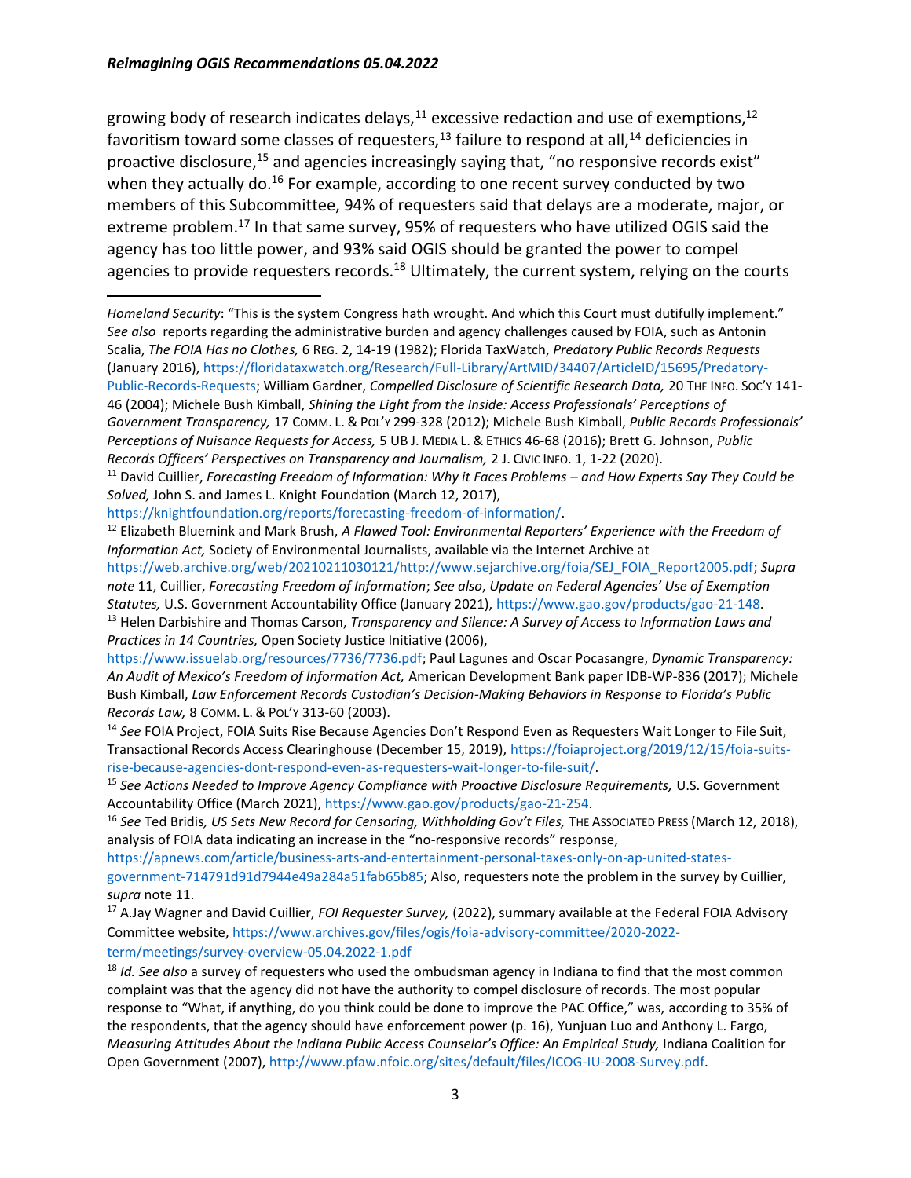growing body of research indicates delays,[11] excessive redaction and use of exemptions,[12] favoritism toward some classes of requesters,[13] failure to respond at all,[14] deficiencies in proactive disclosure,[15] and agencies increasingly saying that, "no responsive records exist" when they actually do.[16] For example, according to one recent survey conducted by two members of this Subcommittee, 94% of requesters said that delays are a moderate, major, or extreme problem.[17] In that same survey, 95% of requesters who have utilized OGIS said the agency has too little power, and 93% said OGIS should be granted the power to compel agencies to provide requesters records.[18] Ultimately, the current system, relying on the courts

---

*Homeland Security*: "This is the system Congress hath wrought. And which this Court must dutifully implement." *See also* reports regarding the administrative burden and agency challenges caused by FOIA, such as Antonin Scalia, *The FOIA Has no Clothes,* 6 REG. 2, 14-19 (1982); Florida TaxWatch, *Predatory Public Records Requests* (January 2016), https://floridataxwatch.org/Research/Full-Library/ArtMID/34407/ArticleID/15695/Predatory-Public-Records-Requests; William Gardner, *Compelled Disclosure of Scientific Research Data,* 20 THE INFO. SOC'Y 141-46 (2004); Michele Bush Kimball, *Shining the Light from the Inside: Access Professionals' Perceptions of Government Transparency,* 17 COMM. L. & POL'Y 299-328 (2012); Michele Bush Kimball, *Public Records Professionals' Perceptions of Nuisance Requests for Access,* 5 UB J. MEDIA L. & ETHICS 46-68 (2016); Brett G. Johnson, *Public Records Officers' Perspectives on Transparency and Journalism,* 2 J. CIVIC INFO. 1, 1-22 (2020).

[11] David Cuillier, *Forecasting Freedom of Information: Why it Faces Problems – and How Experts Say They Could be Solved,* John S. and James L. Knight Foundation (March 12, 2017), https://knightfoundation.org/reports/forecasting-freedom-of-information/.

[12] Elizabeth Bluemink and Mark Brush, *A Flawed Tool: Environmental Reporters' Experience with the Freedom of Information Act,* Society of Environmental Journalists, available via the Internet Archive at https://web.archive.org/web/20210211030121/http://www.sejarchive.org/foia/SEJ_FOIA_Report2005.pdf; *Supra note* 11, Cuillier, *Forecasting Freedom of Information*; *See also*, *Update on Federal Agencies' Use of Exemption Statutes,* U.S. Government Accountability Office (January 2021), https://www.gao.gov/products/gao-21-148.

[13] Helen Darbishire and Thomas Carson, *Transparency and Silence: A Survey of Access to Information Laws and Practices in 14 Countries,* Open Society Justice Initiative (2006), https://www.issuelab.org/resources/7736/7736.pdf; Paul Lagunes and Oscar Pocasangre, *Dynamic Transparency: An Audit of Mexico's Freedom of Information Act,* American Development Bank paper IDB-WP-836 (2017); Michele Bush Kimball, *Law Enforcement Records Custodian's Decision-Making Behaviors in Response to Florida's Public Records Law,* 8 COMM. L. & POL'Y 313-60 (2003).

[14] *See* FOIA Project, FOIA Suits Rise Because Agencies Don't Respond Even as Requesters Wait Longer to File Suit, Transactional Records Access Clearinghouse (December 15, 2019), https://foiaproject.org/2019/12/15/foia-suits-rise-because-agencies-dont-respond-even-as-requesters-wait-longer-to-file-suit/.

[15] *See Actions Needed to Improve Agency Compliance with Proactive Disclosure Requirements,* U.S. Government Accountability Office (March 2021), https://www.gao.gov/products/gao-21-254.

[16] *See* Ted Bridis*, US Sets New Record for Censoring, Withholding Gov't Files,* THE ASSOCIATED PRESS (March 12, 2018), analysis of FOIA data indicating an increase in the "no-responsive records" response, https://apnews.com/article/business-arts-and-entertainment-personal-taxes-only-on-ap-united-states-government-714791d91d7944e49a284a51fab65b85; Also, requesters note the problem in the survey by Cuillier, *supra* note 11.

[17] A.Jay Wagner and David Cuillier, *FOI Requester Survey,* (2022), summary available at the Federal FOIA Advisory Committee website, https://www.archives.gov/files/ogis/foia-advisory-committee/2020-2022-term/meetings/survey-overview-05.04.2022-1.pdf

[18] *Id. See also* a survey of requesters who used the ombudsman agency in Indiana to find that the most common complaint was that the agency did not have the authority to compel disclosure of records. The most popular response to "What, if anything, do you think could be done to improve the PAC Office," was, according to 35% of the respondents, that the agency should have enforcement power (p. 16), Yunjuan Luo and Anthony L. Fargo, *Measuring Attitudes About the Indiana Public Access Counselor's Office: An Empirical Study,* Indiana Coalition for Open Government (2007), http://www.pfaw.nfoic.org/sites/default/files/ICOG-IU-2008-Survey.pdf.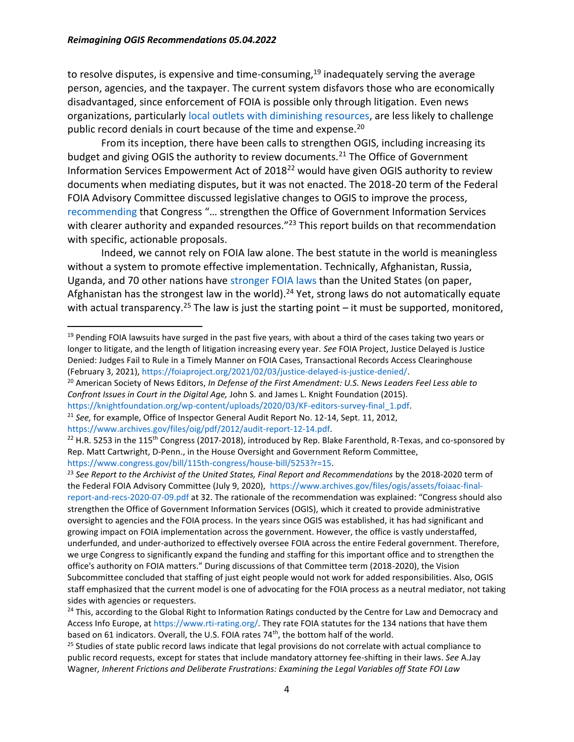to resolve disputes, is expensive and time-consuming,[19] inadequately serving the average person, agencies, and the taxpayer. The current system disfavors those who are economically disadvantaged, since enforcement of FOIA is possible only through litigation. Even news organizations, particularly local outlets with diminishing resources, are less likely to challenge public record denials in court because of the time and expense.[20]

From its inception, there have been calls to strengthen OGIS, including increasing its budget and giving OGIS the authority to review documents.[21] The Office of Government Information Services Empowerment Act of 2018[22] would have given OGIS authority to review documents when mediating disputes, but it was not enacted. The 2018-20 term of the Federal FOIA Advisory Committee discussed legislative changes to OGIS to improve the process, recommending that Congress "… strengthen the Office of Government Information Services with clearer authority and expanded resources."[23] This report builds on that recommendation with specific, actionable proposals.

Indeed, we cannot rely on FOIA law alone. The best statute in the world is meaningless without a system to promote effective implementation. Technically, Afghanistan, Russia, Uganda, and 70 other nations have stronger FOIA laws than the United States (on paper, Afghanistan has the strongest law in the world).[24] Yet, strong laws do not automatically equate with actual transparency.[25] The law is just the starting point – it must be supported, monitored,

---

[19] Pending FOIA lawsuits have surged in the past five years, with about a third of the cases taking two years or longer to litigate, and the length of litigation increasing every year. *See* FOIA Project, Justice Delayed is Justice Denied: Judges Fail to Rule in a Timely Manner on FOIA Cases, Transactional Records Access Clearinghouse (February 3, 2021), https://foiaproject.org/2021/02/03/justice-delayed-is-justice-denied/.

[20] American Society of News Editors, *In Defense of the First Amendment: U.S. News Leaders Feel Less able to Confront Issues in Court in the Digital Age,* John S. and James L. Knight Foundation (2015). https://knightfoundation.org/wp-content/uploads/2020/03/KF-editors-survey-final_1.pdf.

[21] *See,* for example, Office of Inspector General Audit Report No. 12-14, Sept. 11, 2012, https://www.archives.gov/files/oig/pdf/2012/audit-report-12-14.pdf.

[22] H.R. 5253 in the 115th Congress (2017-2018), introduced by Rep. Blake Farenthold, R-Texas, and co-sponsored by Rep. Matt Cartwright, D-Penn., in the House Oversight and Government Reform Committee, https://www.congress.gov/bill/115th-congress/house-bill/5253?r=15.

[23] *See Report to the Archivist of the United States, Final Report and Recommendations* by the 2018-2020 term of the Federal FOIA Advisory Committee (July 9, 2020), https://www.archives.gov/files/ogis/assets/foiaac-final-report-and-recs-2020-07-09.pdf at 32. The rationale of the recommendation was explained: "Congress should also strengthen the Office of Government Information Services (OGIS), which it created to provide administrative oversight to agencies and the FOIA process. In the years since OGIS was established, it has had significant and growing impact on FOIA implementation across the government. However, the office is vastly understaffed, underfunded, and under-authorized to effectively oversee FOIA across the entire Federal government. Therefore, we urge Congress to significantly expand the funding and staffing for this important office and to strengthen the office's authority on FOIA matters." During discussions of that Committee term (2018-2020), the Vision Subcommittee concluded that staffing of just eight people would not work for added responsibilities. Also, OGIS staff emphasized that the current model is one of advocating for the FOIA process as a neutral mediator, not taking sides with agencies or requesters.

[24] This, according to the Global Right to Information Ratings conducted by the Centre for Law and Democracy and Access Info Europe, at https://www.rti-rating.org/. They rate FOIA statutes for the 134 nations that have them based on 61 indicators. Overall, the U.S. FOIA rates 74th, the bottom half of the world.

[25] Studies of state public record laws indicate that legal provisions do not correlate with actual compliance to public record requests, except for states that include mandatory attorney fee-shifting in their laws. *See* A.Jay Wagner*, Inherent Frictions and Deliberate Frustrations: Examining the Legal Variables off State FOI Law*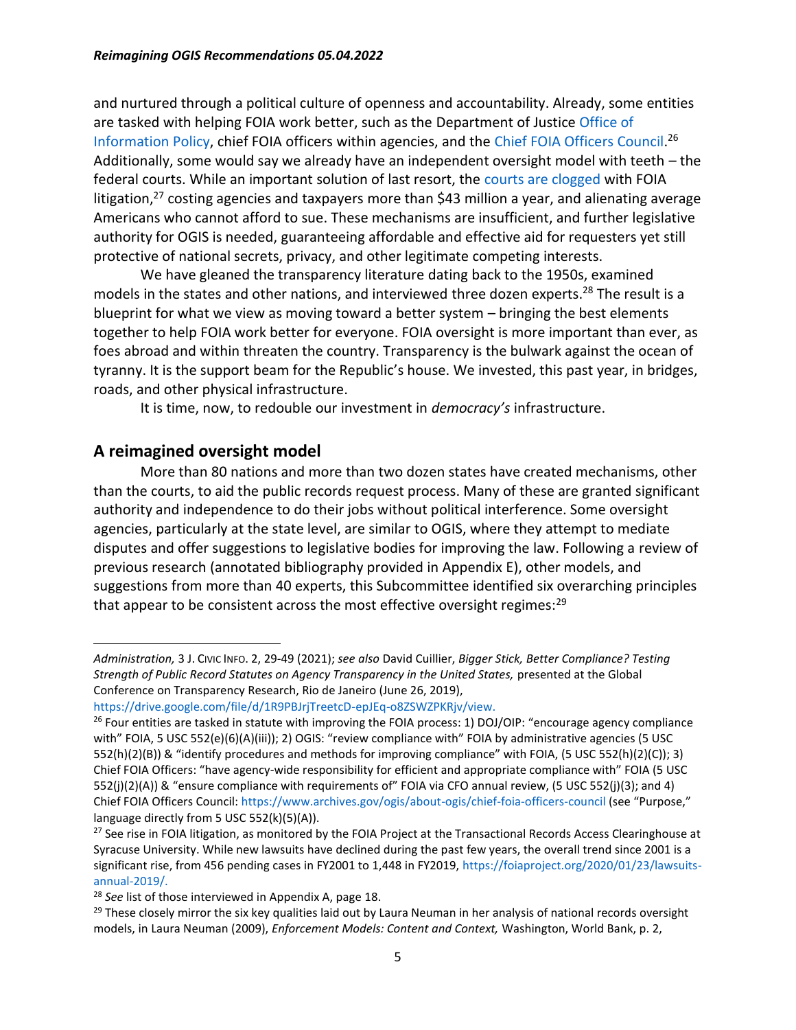and nurtured through a political culture of openness and accountability. Already, some entities are tasked with helping FOIA work better, such as the Department of Justice Office of Information Policy, chief FOIA officers within agencies, and the Chief FOIA Officers Council.[26] Additionally, some would say we already have an independent oversight model with teeth – the federal courts. While an important solution of last resort, the courts are clogged with FOIA litigation,[27] costing agencies and taxpayers more than $43 million a year, and alienating average Americans who cannot afford to sue. These mechanisms are insufficient, and further legislative authority for OGIS is needed, guaranteeing affordable and effective aid for requesters yet still protective of national secrets, privacy, and other legitimate competing interests.

We have gleaned the transparency literature dating back to the 1950s, examined models in the states and other nations, and interviewed three dozen experts.[28] The result is a blueprint for what we view as moving toward a better system – bringing the best elements together to help FOIA work better for everyone. FOIA oversight is more important than ever, as foes abroad and within threaten the country. Transparency is the bulwark against the ocean of tyranny. It is the support beam for the Republic's house. We invested, this past year, in bridges, roads, and other physical infrastructure.

It is time, now, to redouble our investment in *democracy's* infrastructure.

## A reimagined oversight model

More than 80 nations and more than two dozen states have created mechanisms, other than the courts, to aid the public records request process. Many of these are granted significant authority and independence to do their jobs without political interference. Some oversight agencies, particularly at the state level, are similar to OGIS, where they attempt to mediate disputes and offer suggestions to legislative bodies for improving the law. Following a review of previous research (annotated bibliography provided in Appendix E), other models, and suggestions from more than 40 experts, this Subcommittee identified six overarching principles that appear to be consistent across the most effective oversight regimes:[29]

---

*Administration,* 3 J. CIVIC INFO. 2, 29-49 (2021); *see also* David Cuillier, *Bigger Stick, Better Compliance? Testing Strength of Public Record Statutes on Agency Transparency in the United States,* presented at the Global Conference on Transparency Research, Rio de Janeiro (June 26, 2019), https://drive.google.com/file/d/1R9PBJrjTreetcD-epJEq-o8ZSWZPKRjv/view.

[26] Four entities are tasked in statute with improving the FOIA process: 1) DOJ/OIP: "encourage agency compliance with" FOIA, 5 USC 552(e)(6)(A)(iii)); 2) OGIS: "review compliance with" FOIA by administrative agencies (5 USC 552(h)(2)(B)) & "identify procedures and methods for improving compliance" with FOIA, (5 USC 552(h)(2)(C)); 3) Chief FOIA Officers: "have agency-wide responsibility for efficient and appropriate compliance with" FOIA (5 USC 552(j)(2)(A)) & "ensure compliance with requirements of" FOIA via CFO annual review, (5 USC 552(j)(3); and 4) Chief FOIA Officers Council: https://www.archives.gov/ogis/about-ogis/chief-foia-officers-council (see "Purpose," language directly from 5 USC 552(k)(5)(A)).

[27] See rise in FOIA litigation, as monitored by the FOIA Project at the Transactional Records Access Clearinghouse at Syracuse University. While new lawsuits have declined during the past few years, the overall trend since 2001 is a significant rise, from 456 pending cases in FY2001 to 1,448 in FY2019, https://foiaproject.org/2020/01/23/lawsuits-annual-2019/.

[28] *See* list of those interviewed in Appendix A, page 18.

[29] These closely mirror the six key qualities laid out by Laura Neuman in her analysis of national records oversight models, in Laura Neuman (2009), *Enforcement Models: Content and Context,* Washington, World Bank, p. 2,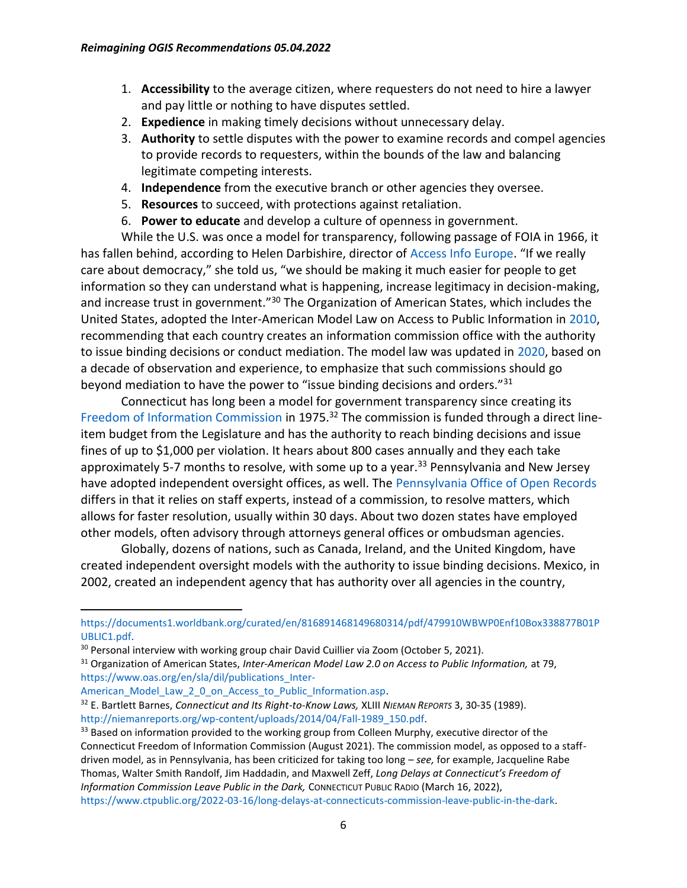1. **Accessibility** to the average citizen, where requesters do not need to hire a lawyer and pay little or nothing to have disputes settled.
2. **Expedience** in making timely decisions without unnecessary delay.
3. **Authority** to settle disputes with the power to examine records and compel agencies to provide records to requesters, within the bounds of the law and balancing legitimate competing interests.
4. **Independence** from the executive branch or other agencies they oversee.
5. **Resources** to succeed, with protections against retaliation.
6. **Power to educate** and develop a culture of openness in government.

While the U.S. was once a model for transparency, following passage of FOIA in 1966, it has fallen behind, according to Helen Darbishire, director of Access Info Europe. "If we really care about democracy," she told us, "we should be making it much easier for people to get information so they can understand what is happening, increase legitimacy in decision-making, and increase trust in government."[30] The Organization of American States, which includes the United States, adopted the Inter-American Model Law on Access to Public Information in 2010, recommending that each country creates an information commission office with the authority to issue binding decisions or conduct mediation. The model law was updated in 2020, based on a decade of observation and experience, to emphasize that such commissions should go beyond mediation to have the power to "issue binding decisions and orders."[31]

Connecticut has long been a model for government transparency since creating its Freedom of Information Commission in 1975.[32] The commission is funded through a direct line-item budget from the Legislature and has the authority to reach binding decisions and issue fines of up to $1,000 per violation. It hears about 800 cases annually and they each take approximately 5-7 months to resolve, with some up to a year.[33] Pennsylvania and New Jersey have adopted independent oversight offices, as well. The Pennsylvania Office of Open Records differs in that it relies on staff experts, instead of a commission, to resolve matters, which allows for faster resolution, usually within 30 days. About two dozen states have employed other models, often advisory through attorneys general offices or ombudsman agencies.

Globally, dozens of nations, such as Canada, Ireland, and the United Kingdom, have created independent oversight models with the authority to issue binding decisions. Mexico, in 2002, created an independent agency that has authority over all agencies in the country,

---

https://documents1.worldbank.org/curated/en/816891468149680314/pdf/479910WBWP0Enf10Box338877B01PUBLIC1.pdf.

[30] Personal interview with working group chair David Cuillier via Zoom (October 5, 2021).

[31] Organization of American States, *Inter-American Model Law 2.0 on Access to Public Information,* at 79, https://www.oas.org/en/sla/dil/publications_Inter-American_Model_Law_2_0_on_Access_to_Public_Information.asp.

[32] E. Bartlett Barnes, *Connecticut and Its Right-to-Know Laws,* XLIII *Nieman Reports* 3, 30-35 (1989). http://niemanreports.org/wp-content/uploads/2014/04/Fall-1989_150.pdf.

[33] Based on information provided to the working group from Colleen Murphy, executive director of the Connecticut Freedom of Information Commission (August 2021). The commission model, as opposed to a staff-driven model, as in Pennsylvania, has been criticized for taking too long – *see,* for example, Jacqueline Rabe Thomas, Walter Smith Randolf, Jim Haddadin, and Maxwell Zeff, *Long Delays at Connecticut's Freedom of Information Commission Leave Public in the Dark,* Connecticut Public Radio (March 16, 2022), https://www.ctpublic.org/2022-03-16/long-delays-at-connecticuts-commission-leave-public-in-the-dark.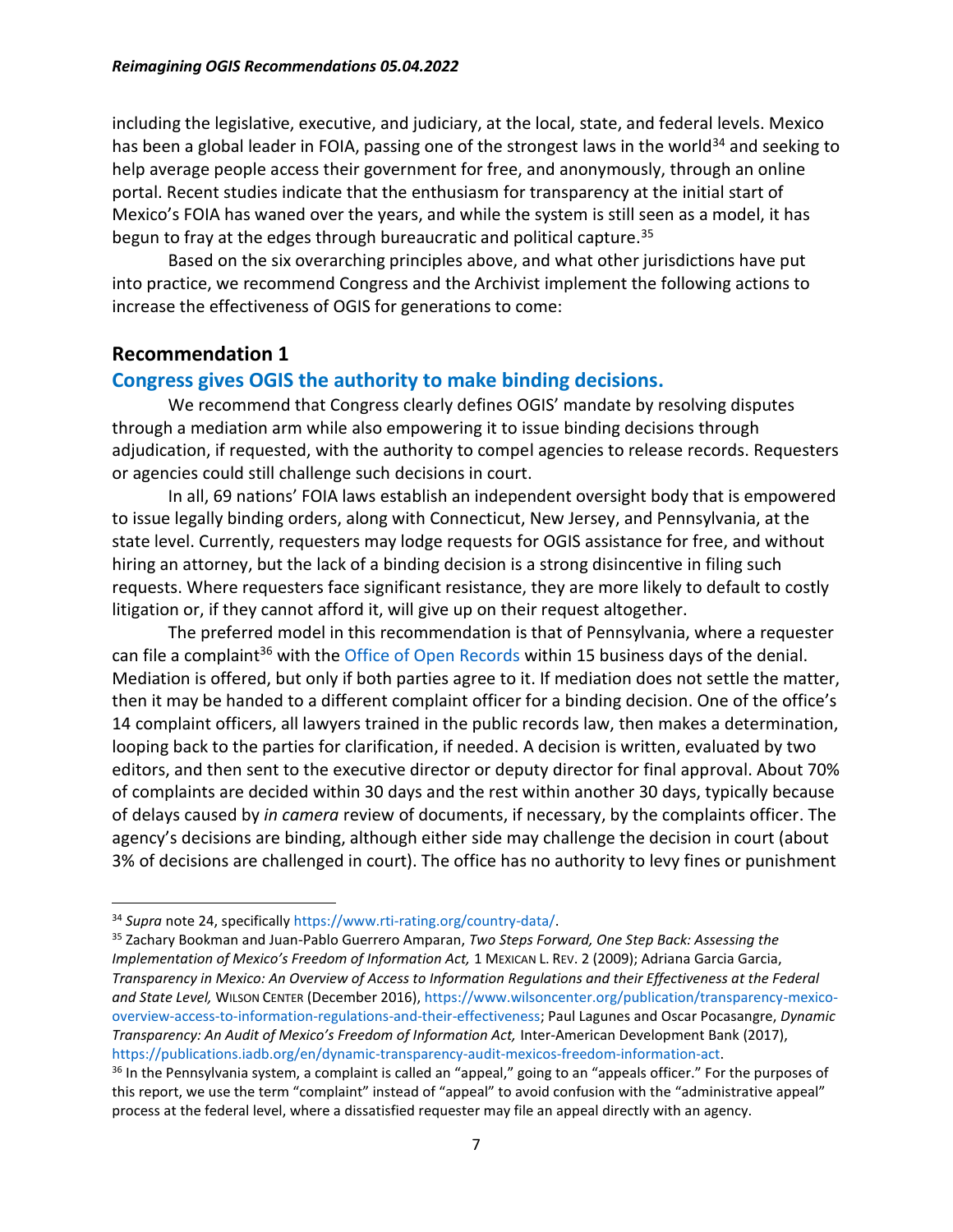including the legislative, executive, and judiciary, at the local, state, and federal levels. Mexico has been a global leader in FOIA, passing one of the strongest laws in the world[34] and seeking to help average people access their government for free, and anonymously, through an online portal. Recent studies indicate that the enthusiasm for transparency at the initial start of Mexico's FOIA has waned over the years, and while the system is still seen as a model, it has begun to fray at the edges through bureaucratic and political capture.[35]

Based on the six overarching principles above, and what other jurisdictions have put into practice, we recommend Congress and the Archivist implement the following actions to increase the effectiveness of OGIS for generations to come:

## Recommendation 1

### Congress gives OGIS the authority to make binding decisions.

We recommend that Congress clearly defines OGIS' mandate by resolving disputes through a mediation arm while also empowering it to issue binding decisions through adjudication, if requested, with the authority to compel agencies to release records. Requesters or agencies could still challenge such decisions in court.

In all, 69 nations' FOIA laws establish an independent oversight body that is empowered to issue legally binding orders, along with Connecticut, New Jersey, and Pennsylvania, at the state level. Currently, requesters may lodge requests for OGIS assistance for free, and without hiring an attorney, but the lack of a binding decision is a strong disincentive in filing such requests. Where requesters face significant resistance, they are more likely to default to costly litigation or, if they cannot afford it, will give up on their request altogether.

The preferred model in this recommendation is that of Pennsylvania, where a requester can file a complaint[36] with the Office of Open Records within 15 business days of the denial. Mediation is offered, but only if both parties agree to it. If mediation does not settle the matter, then it may be handed to a different complaint officer for a binding decision. One of the office's 14 complaint officers, all lawyers trained in the public records law, then makes a determination, looping back to the parties for clarification, if needed. A decision is written, evaluated by two editors, and then sent to the executive director or deputy director for final approval. About 70% of complaints are decided within 30 days and the rest within another 30 days, typically because of delays caused by *in camera* review of documents, if necessary, by the complaints officer. The agency's decisions are binding, although either side may challenge the decision in court (about 3% of decisions are challenged in court). The office has no authority to levy fines or punishment

---

[34] *Supra* note 24, specifically https://www.rti-rating.org/country-data/.

[35] Zachary Bookman and Juan-Pablo Guerrero Amparan, *Two Steps Forward, One Step Back: Assessing the Implementation of Mexico's Freedom of Information Act,* 1 Mexican L. Rev. 2 (2009); Adriana Garcia Garcia, *Transparency in Mexico: An Overview of Access to Information Regulations and their Effectiveness at the Federal and State Level,* Wilson Center (December 2016), https://www.wilsoncenter.org/publication/transparency-mexico-overview-access-to-information-regulations-and-their-effectiveness; Paul Lagunes and Oscar Pocasangre, *Dynamic Transparency: An Audit of Mexico's Freedom of Information Act,* Inter-American Development Bank (2017), https://publications.iadb.org/en/dynamic-transparency-audit-mexicos-freedom-information-act.

[36] In the Pennsylvania system, a complaint is called an "appeal," going to an "appeals officer." For the purposes of this report, we use the term "complaint" instead of "appeal" to avoid confusion with the "administrative appeal" process at the federal level, where a dissatisfied requester may file an appeal directly with an agency.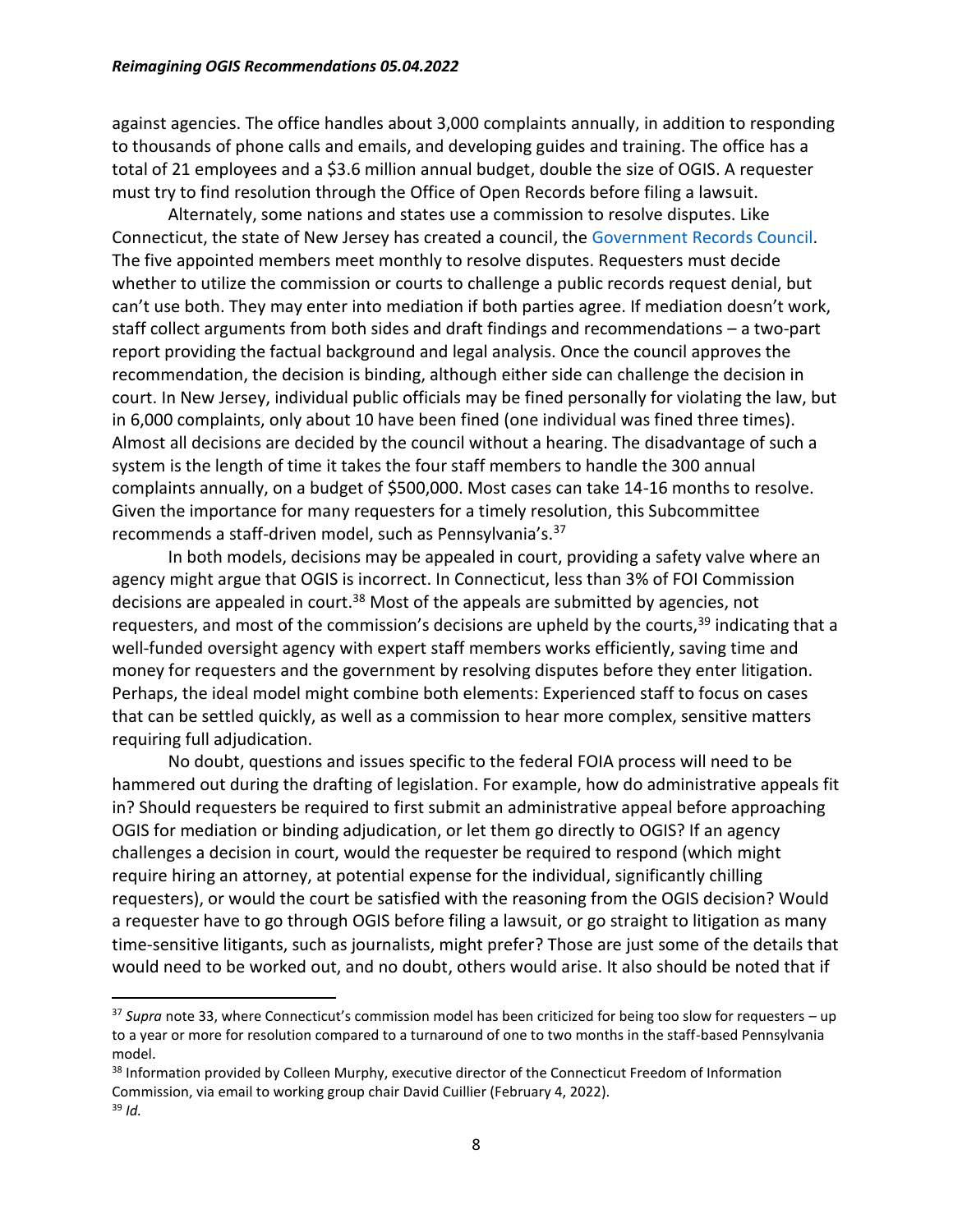against agencies. The office handles about 3,000 complaints annually, in addition to responding to thousands of phone calls and emails, and developing guides and training. The office has a total of 21 employees and a $3.6 million annual budget, double the size of OGIS. A requester must try to find resolution through the Office of Open Records before filing a lawsuit.

Alternately, some nations and states use a commission to resolve disputes. Like Connecticut, the state of New Jersey has created a council, the Government Records Council. The five appointed members meet monthly to resolve disputes. Requesters must decide whether to utilize the commission or courts to challenge a public records request denial, but can't use both. They may enter into mediation if both parties agree. If mediation doesn't work, staff collect arguments from both sides and draft findings and recommendations – a two-part report providing the factual background and legal analysis. Once the council approves the recommendation, the decision is binding, although either side can challenge the decision in court. In New Jersey, individual public officials may be fined personally for violating the law, but in 6,000 complaints, only about 10 have been fined (one individual was fined three times). Almost all decisions are decided by the council without a hearing. The disadvantage of such a system is the length of time it takes the four staff members to handle the 300 annual complaints annually, on a budget of $500,000. Most cases can take 14-16 months to resolve. Given the importance for many requesters for a timely resolution, this Subcommittee recommends a staff-driven model, such as Pennsylvania's.[37]

In both models, decisions may be appealed in court, providing a safety valve where an agency might argue that OGIS is incorrect. In Connecticut, less than 3% of FOI Commission decisions are appealed in court.[38] Most of the appeals are submitted by agencies, not requesters, and most of the commission's decisions are upheld by the courts,[39] indicating that a well-funded oversight agency with expert staff members works efficiently, saving time and money for requesters and the government by resolving disputes before they enter litigation. Perhaps, the ideal model might combine both elements: Experienced staff to focus on cases that can be settled quickly, as well as a commission to hear more complex, sensitive matters requiring full adjudication.

No doubt, questions and issues specific to the federal FOIA process will need to be hammered out during the drafting of legislation. For example, how do administrative appeals fit in? Should requesters be required to first submit an administrative appeal before approaching OGIS for mediation or binding adjudication, or let them go directly to OGIS? If an agency challenges a decision in court, would the requester be required to respond (which might require hiring an attorney, at potential expense for the individual, significantly chilling requesters), or would the court be satisfied with the reasoning from the OGIS decision? Would a requester have to go through OGIS before filing a lawsuit, or go straight to litigation as many time-sensitive litigants, such as journalists, might prefer? Those are just some of the details that would need to be worked out, and no doubt, others would arise. It also should be noted that if

---

[37] *Supra* note 33, where Connecticut's commission model has been criticized for being too slow for requesters – up to a year or more for resolution compared to a turnaround of one to two months in the staff-based Pennsylvania model.

[38] Information provided by Colleen Murphy, executive director of the Connecticut Freedom of Information Commission, via email to working group chair David Cuillier (February 4, 2022).

[39] *Id.*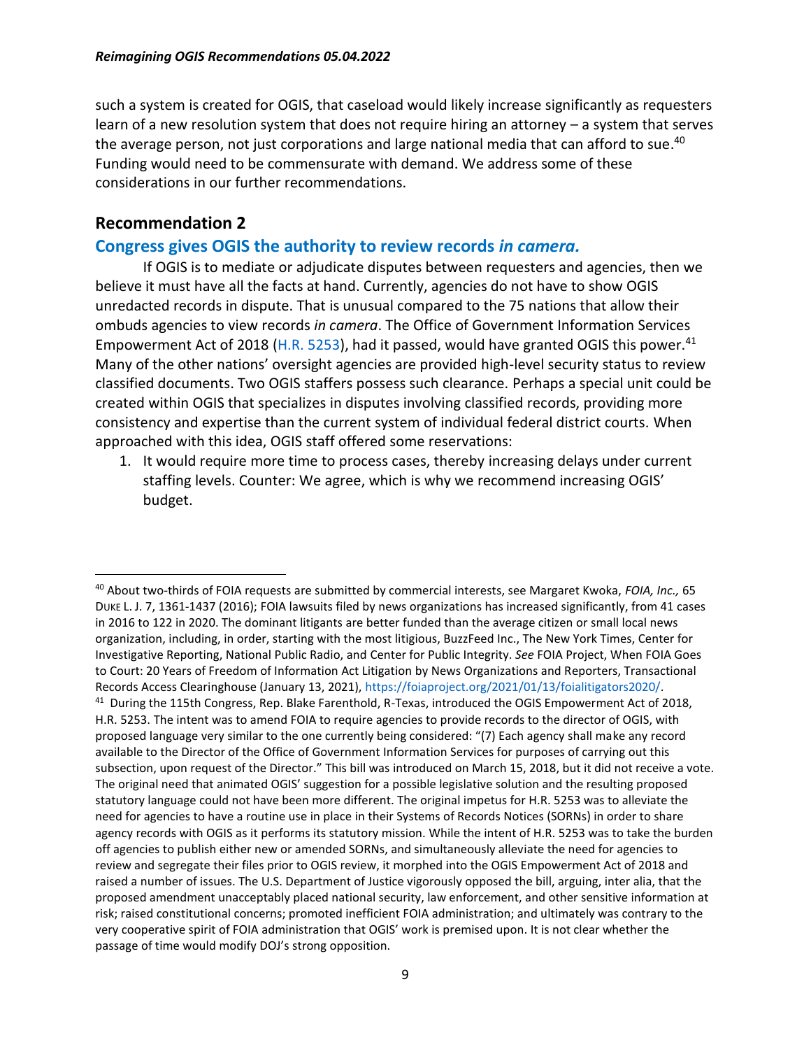such a system is created for OGIS, that caseload would likely increase significantly as requesters learn of a new resolution system that does not require hiring an attorney – a system that serves the average person, not just corporations and large national media that can afford to sue.[40] Funding would need to be commensurate with demand. We address some of these considerations in our further recommendations.

## Recommendation 2

### Congress gives OGIS the authority to review records *in camera*.

If OGIS is to mediate or adjudicate disputes between requesters and agencies, then we believe it must have all the facts at hand. Currently, agencies do not have to show OGIS unredacted records in dispute. That is unusual compared to the 75 nations that allow their ombuds agencies to view records *in camera*. The Office of Government Information Services Empowerment Act of 2018 (H.R. 5253), had it passed, would have granted OGIS this power.[41] Many of the other nations' oversight agencies are provided high-level security status to review classified documents. Two OGIS staffers possess such clearance. Perhaps a special unit could be created within OGIS that specializes in disputes involving classified records, providing more consistency and expertise than the current system of individual federal district courts. When approached with this idea, OGIS staff offered some reservations:

1. It would require more time to process cases, thereby increasing delays under current staffing levels. Counter: We agree, which is why we recommend increasing OGIS' budget.

---

[40] About two-thirds of FOIA requests are submitted by commercial interests, see Margaret Kwoka, *FOIA, Inc.,* 65 DUKE L. J. 7, 1361-1437 (2016); FOIA lawsuits filed by news organizations has increased significantly, from 41 cases in 2016 to 122 in 2020. The dominant litigants are better funded than the average citizen or small local news organization, including, in order, starting with the most litigious, BuzzFeed Inc., The New York Times, Center for Investigative Reporting, National Public Radio, and Center for Public Integrity. *See* FOIA Project, When FOIA Goes to Court: 20 Years of Freedom of Information Act Litigation by News Organizations and Reporters, Transactional Records Access Clearinghouse (January 13, 2021), https://foiaproject.org/2021/01/13/foialitigators2020/.

[41] During the 115th Congress, Rep. Blake Farenthold, R-Texas, introduced the OGIS Empowerment Act of 2018, H.R. 5253. The intent was to amend FOIA to require agencies to provide records to the director of OGIS, with proposed language very similar to the one currently being considered: "(7) Each agency shall make any record available to the Director of the Office of Government Information Services for purposes of carrying out this subsection, upon request of the Director." This bill was introduced on March 15, 2018, but it did not receive a vote. The original need that animated OGIS' suggestion for a possible legislative solution and the resulting proposed statutory language could not have been more different. The original impetus for H.R. 5253 was to alleviate the need for agencies to have a routine use in place in their Systems of Records Notices (SORNs) in order to share agency records with OGIS as it performs its statutory mission. While the intent of H.R. 5253 was to take the burden off agencies to publish either new or amended SORNs, and simultaneously alleviate the need for agencies to review and segregate their files prior to OGIS review, it morphed into the OGIS Empowerment Act of 2018 and raised a number of issues. The U.S. Department of Justice vigorously opposed the bill, arguing, inter alia, that the proposed amendment unacceptably placed national security, law enforcement, and other sensitive information at risk; raised constitutional concerns; promoted inefficient FOIA administration; and ultimately was contrary to the very cooperative spirit of FOIA administration that OGIS' work is premised upon. It is not clear whether the passage of time would modify DOJ's strong opposition.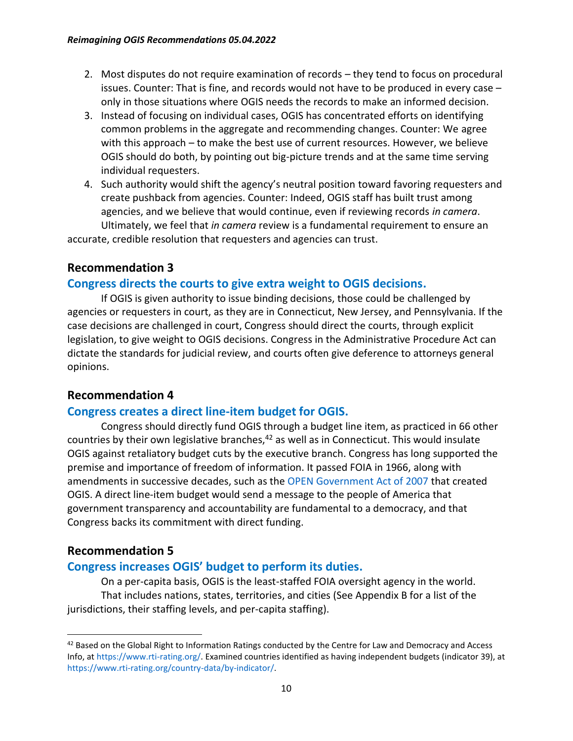2. Most disputes do not require examination of records – they tend to focus on procedural issues. Counter: That is fine, and records would not have to be produced in every case – only in those situations where OGIS needs the records to make an informed decision.
3. Instead of focusing on individual cases, OGIS has concentrated efforts on identifying common problems in the aggregate and recommending changes. Counter: We agree with this approach – to make the best use of current resources. However, we believe OGIS should do both, by pointing out big-picture trends and at the same time serving individual requesters.
4. Such authority would shift the agency's neutral position toward favoring requesters and create pushback from agencies. Counter: Indeed, OGIS staff has built trust among agencies, and we believe that would continue, even if reviewing records *in camera*.

Ultimately, we feel that *in camera* review is a fundamental requirement to ensure an accurate, credible resolution that requesters and agencies can trust.

## Recommendation 3

### Congress directs the courts to give extra weight to OGIS decisions.

If OGIS is given authority to issue binding decisions, those could be challenged by agencies or requesters in court, as they are in Connecticut, New Jersey, and Pennsylvania. If the case decisions are challenged in court, Congress should direct the courts, through explicit legislation, to give weight to OGIS decisions. Congress in the Administrative Procedure Act can dictate the standards for judicial review, and courts often give deference to attorneys general opinions.

## Recommendation 4

### Congress creates a direct line-item budget for OGIS.

Congress should directly fund OGIS through a budget line item, as practiced in 66 other countries by their own legislative branches,[42] as well as in Connecticut. This would insulate OGIS against retaliatory budget cuts by the executive branch. Congress has long supported the premise and importance of freedom of information. It passed FOIA in 1966, along with amendments in successive decades, such as the OPEN Government Act of 2007 that created OGIS. A direct line-item budget would send a message to the people of America that government transparency and accountability are fundamental to a democracy, and that Congress backs its commitment with direct funding.

## Recommendation 5

### Congress increases OGIS' budget to perform its duties.

On a per-capita basis, OGIS is the least-staffed FOIA oversight agency in the world.

That includes nations, states, territories, and cities (See Appendix B for a list of the jurisdictions, their staffing levels, and per-capita staffing).

---

[42] Based on the Global Right to Information Ratings conducted by the Centre for Law and Democracy and Access Info, at https://www.rti-rating.org/. Examined countries identified as having independent budgets (indicator 39), at https://www.rti-rating.org/country-data/by-indicator/.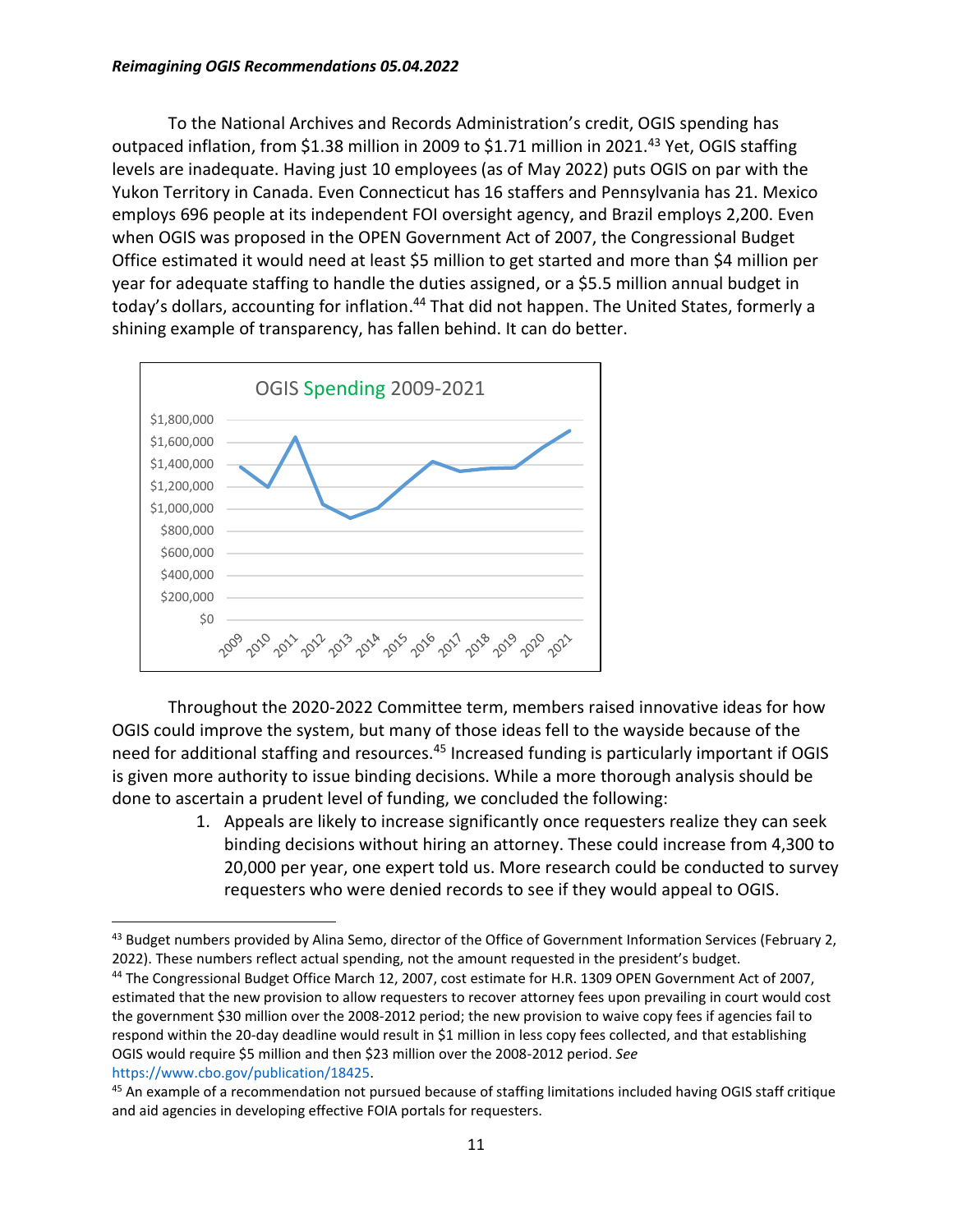To the National Archives and Records Administration's credit, OGIS spending has outpaced inflation, from $1.38 million in 2009 to $1.71 million in 2021.[43] Yet, OGIS staffing levels are inadequate. Having just 10 employees (as of May 2022) puts OGIS on par with the Yukon Territory in Canada. Even Connecticut has 16 staffers and Pennsylvania has 21. Mexico employs 696 people at its independent FOI oversight agency, and Brazil employs 2,200. Even when OGIS was proposed in the OPEN Government Act of 2007, the Congressional Budget Office estimated it would need at least $5 million to get started and more than $4 million per year for adequate staffing to handle the duties assigned, or a $5.5 million annual budget in today's dollars, accounting for inflation.[44] That did not happen. The United States, formerly a shining example of transparency, has fallen behind. It can do better.

OGIS Spending 2009-2021

Throughout the 2020-2022 Committee term, members raised innovative ideas for how OGIS could improve the system, but many of those ideas fell to the wayside because of the need for additional staffing and resources.[45] Increased funding is particularly important if OGIS is given more authority to issue binding decisions. While a more thorough analysis should be done to ascertain a prudent level of funding, we concluded the following:

1. Appeals are likely to increase significantly once requesters realize they can seek binding decisions without hiring an attorney. These could increase from 4,300 to 20,000 per year, one expert told us. More research could be conducted to survey requesters who were denied records to see if they would appeal to OGIS.

---

[43] Budget numbers provided by Alina Semo, director of the Office of Government Information Services (February 2, 2022). These numbers reflect actual spending, not the amount requested in the president's budget.

[44] The Congressional Budget Office March 12, 2007, cost estimate for H.R. 1309 OPEN Government Act of 2007, estimated that the new provision to allow requesters to recover attorney fees upon prevailing in court would cost the government $30 million over the 2008-2012 period; the new provision to waive copy fees if agencies fail to respond within the 20-day deadline would result in $1 million in less copy fees collected, and that establishing OGIS would require $5 million and then $23 million over the 2008-2012 period. *See* https://www.cbo.gov/publication/18425.

[45] An example of a recommendation not pursued because of staffing limitations included having OGIS staff critique and aid agencies in developing effective FOIA portals for requesters.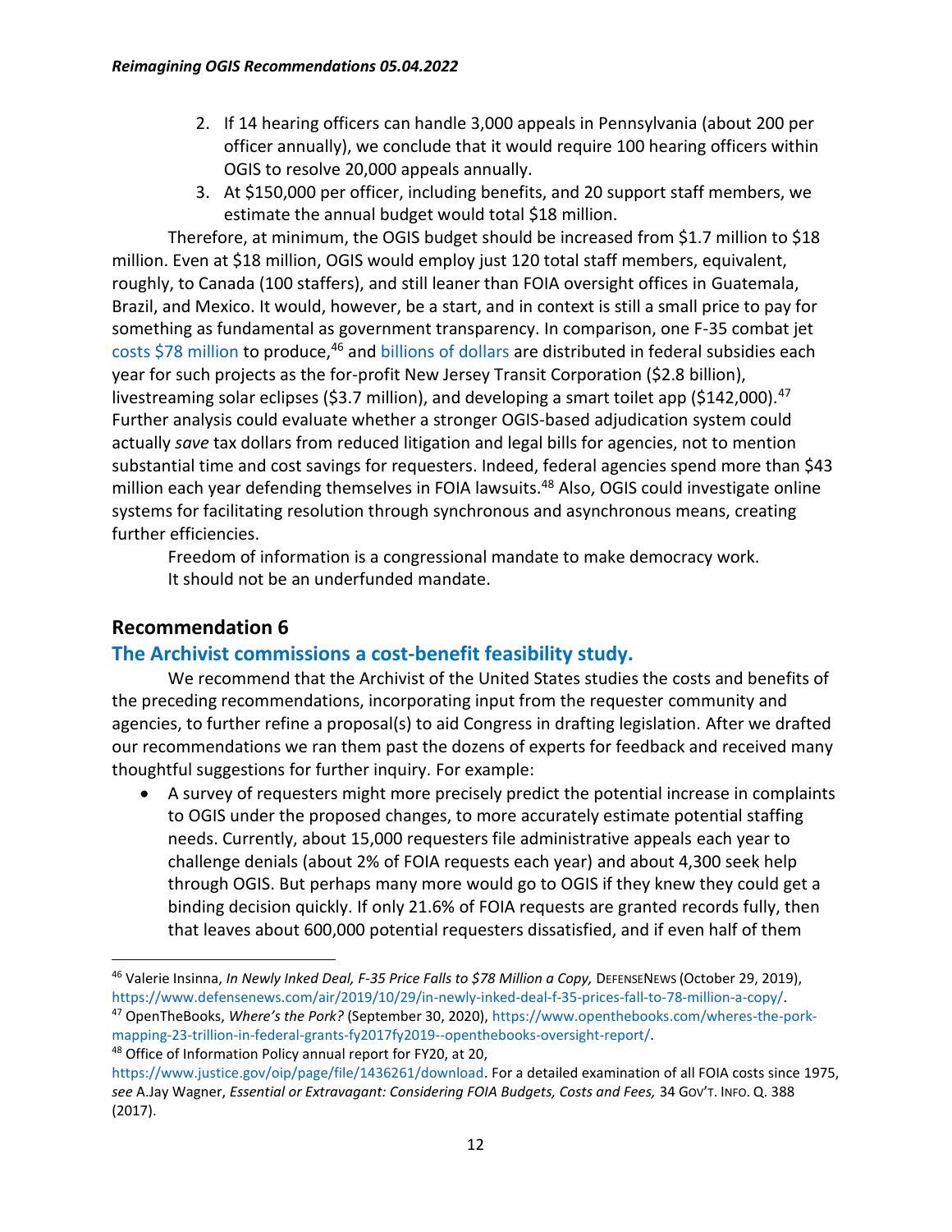2. If 14 hearing officers can handle 3,000 appeals in Pennsylvania (about 200 per officer annually), we conclude that it would require 100 hearing officers within OGIS to resolve 20,000 appeals annually.
3. At $150,000 per officer, including benefits, and 20 support staff members, we estimate the annual budget would total $18 million.

Therefore, at minimum, the OGIS budget should be increased from $1.7 million to $18 million. Even at $18 million, OGIS would employ just 120 total staff members, equivalent, roughly, to Canada (100 staffers), and still leaner than FOIA oversight offices in Guatemala, Brazil, and Mexico. It would, however, be a start, and in context is still a small price to pay for something as fundamental as government transparency. In comparison, one F-35 combat jet costs $78 million to produce,[46] and billions of dollars are distributed in federal subsidies each year for such projects as the for-profit New Jersey Transit Corporation ($2.8 billion), livestreaming solar eclipses ($3.7 million), and developing a smart toilet app ($142,000).[47] Further analysis could evaluate whether a stronger OGIS-based adjudication system could actually *save* tax dollars from reduced litigation and legal bills for agencies, not to mention substantial time and cost savings for requesters. Indeed, federal agencies spend more than $43 million each year defending themselves in FOIA lawsuits.[48] Also, OGIS could investigate online systems for facilitating resolution through synchronous and asynchronous means, creating further efficiencies.

Freedom of information is a congressional mandate to make democracy work. It should not be an underfunded mandate.

## Recommendation 6

### The Archivist commissions a cost-benefit feasibility study.

We recommend that the Archivist of the United States studies the costs and benefits of the preceding recommendations, incorporating input from the requester community and agencies, to further refine a proposal(s) to aid Congress in drafting legislation. After we drafted our recommendations we ran them past the dozens of experts for feedback and received many thoughtful suggestions for further inquiry. For example:

- A survey of requesters might more precisely predict the potential increase in complaints to OGIS under the proposed changes, to more accurately estimate potential staffing needs. Currently, about 15,000 requesters file administrative appeals each year to challenge denials (about 2% of FOIA requests each year) and about 4,300 seek help through OGIS. But perhaps many more would go to OGIS if they knew they could get a binding decision quickly. If only 21.6% of FOIA requests are granted records fully, then that leaves about 600,000 potential requesters dissatisfied, and if even half of them

---

[46] Valerie Insinna, *In Newly Inked Deal, F-35 Price Falls to $78 Million a Copy,* DefenseNews (October 29, 2019), https://www.defensenews.com/air/2019/10/29/in-newly-inked-deal-f-35-prices-fall-to-78-million-a-copy/.

[47] OpenTheBooks, *Where's the Pork?* (September 30, 2020), https://www.openthebooks.com/wheres-the-pork-mapping-23-trillion-in-federal-grants-fy2017fy2019--openthebooks-oversight-report/.

[48] Office of Information Policy annual report for FY20, at 20, https://www.justice.gov/oip/page/file/1436261/download. For a detailed examination of all FOIA costs since 1975, *see* A.Jay Wagner, *Essential or Extravagant: Considering FOIA Budgets, Costs and Fees,* 34 Gov't. Info. Q. 388 (2017).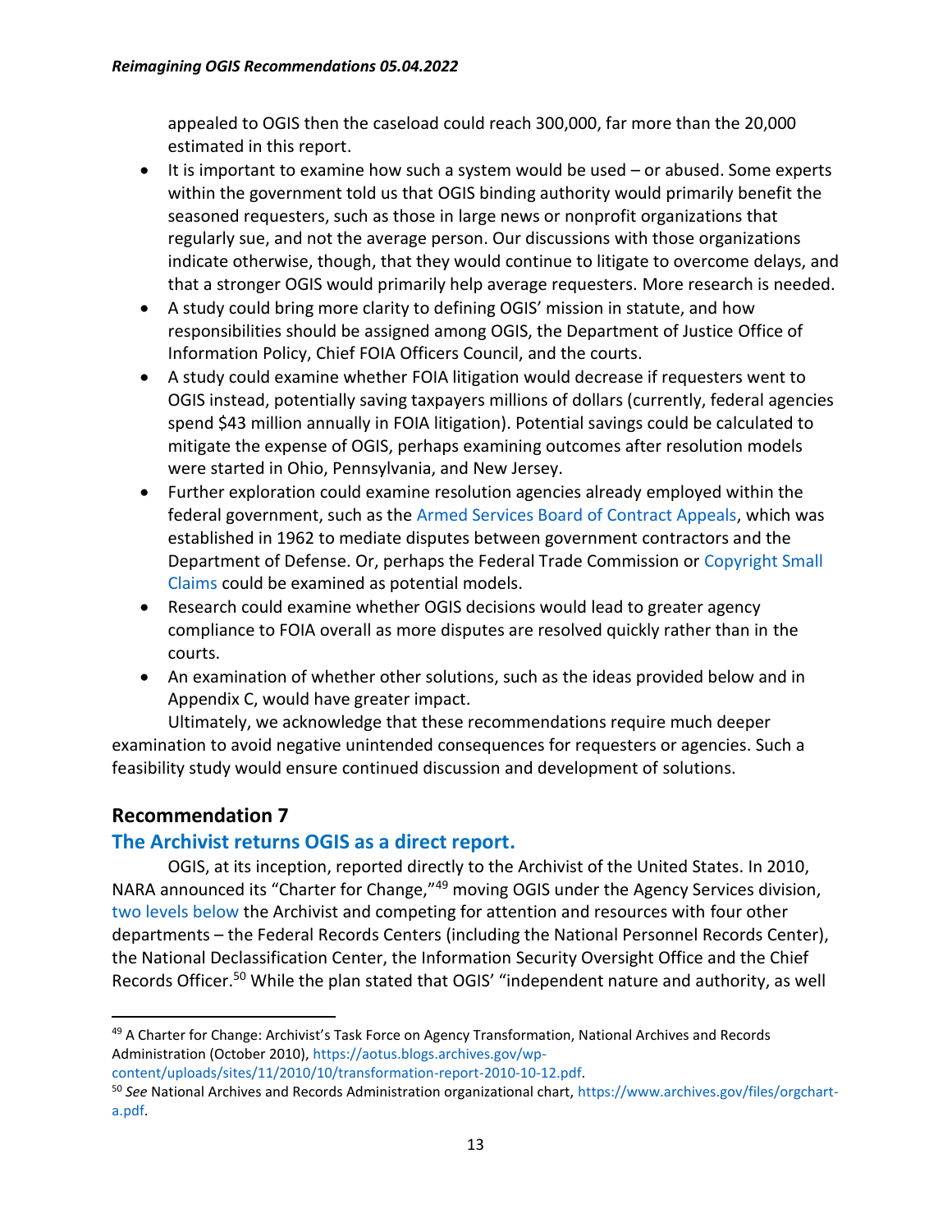appealed to OGIS then the caseload could reach 300,000, far more than the 20,000 estimated in this report.

- It is important to examine how such a system would be used – or abused. Some experts within the government told us that OGIS binding authority would primarily benefit the seasoned requesters, such as those in large news or nonprofit organizations that regularly sue, and not the average person. Our discussions with those organizations indicate otherwise, though, that they would continue to litigate to overcome delays, and that a stronger OGIS would primarily help average requesters. More research is needed.
- A study could bring more clarity to defining OGIS' mission in statute, and how responsibilities should be assigned among OGIS, the Department of Justice Office of Information Policy, Chief FOIA Officers Council, and the courts.
- A study could examine whether FOIA litigation would decrease if requesters went to OGIS instead, potentially saving taxpayers millions of dollars (currently, federal agencies spend $43 million annually in FOIA litigation). Potential savings could be calculated to mitigate the expense of OGIS, perhaps examining outcomes after resolution models were started in Ohio, Pennsylvania, and New Jersey.
- Further exploration could examine resolution agencies already employed within the federal government, such as the Armed Services Board of Contract Appeals, which was established in 1962 to mediate disputes between government contractors and the Department of Defense. Or, perhaps the Federal Trade Commission or Copyright Small Claims could be examined as potential models.
- Research could examine whether OGIS decisions would lead to greater agency compliance to FOIA overall as more disputes are resolved quickly rather than in the courts.
- An examination of whether other solutions, such as the ideas provided below and in Appendix C, would have greater impact.

Ultimately, we acknowledge that these recommendations require much deeper examination to avoid negative unintended consequences for requesters or agencies. Such a feasibility study would ensure continued discussion and development of solutions.

## Recommendation 7

### The Archivist returns OGIS as a direct report.

OGIS, at its inception, reported directly to the Archivist of the United States. In 2010, NARA announced its "Charter for Change,"[49] moving OGIS under the Agency Services division, two levels below the Archivist and competing for attention and resources with four other departments – the Federal Records Centers (including the National Personnel Records Center), the National Declassification Center, the Information Security Oversight Office and the Chief Records Officer.[50] While the plan stated that OGIS' "independent nature and authority, as well

---

[49] A Charter for Change: Archivist's Task Force on Agency Transformation, National Archives and Records Administration (October 2010), https://aotus.blogs.archives.gov/wp-content/uploads/sites/11/2010/10/transformation-report-2010-10-12.pdf.

[50] *See* National Archives and Records Administration organizational chart, https://www.archives.gov/files/orgchart-a.pdf.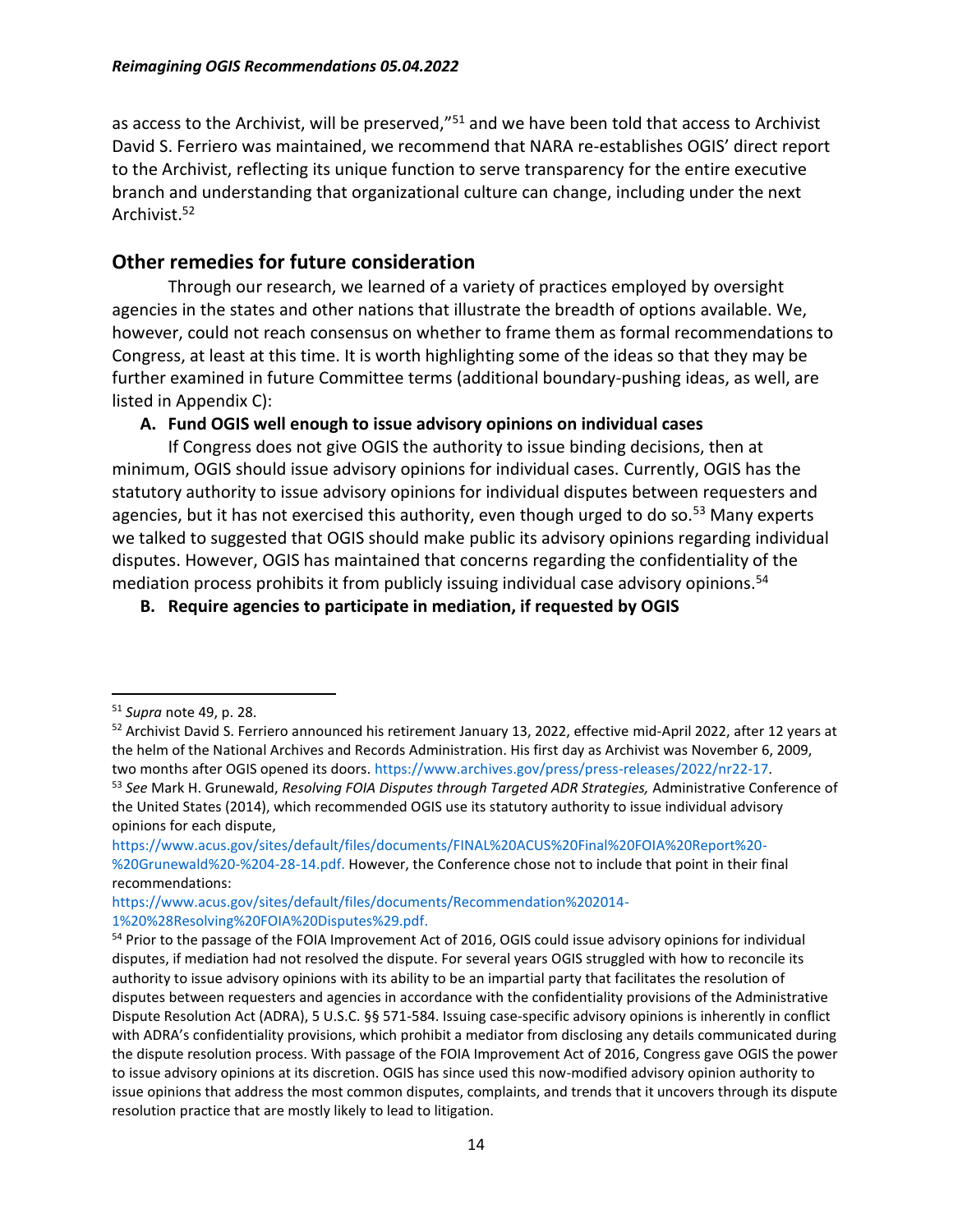as access to the Archivist, will be preserved,"[51] and we have been told that access to Archivist David S. Ferriero was maintained, we recommend that NARA re-establishes OGIS' direct report to the Archivist, reflecting its unique function to serve transparency for the entire executive branch and understanding that organizational culture can change, including under the next Archivist.[52]

## Other remedies for future consideration

Through our research, we learned of a variety of practices employed by oversight agencies in the states and other nations that illustrate the breadth of options available. We, however, could not reach consensus on whether to frame them as formal recommendations to Congress, at least at this time. It is worth highlighting some of the ideas so that they may be further examined in future Committee terms (additional boundary-pushing ideas, as well, are listed in Appendix C):

**A. Fund OGIS well enough to issue advisory opinions on individual cases**

If Congress does not give OGIS the authority to issue binding decisions, then at minimum, OGIS should issue advisory opinions for individual cases. Currently, OGIS has the statutory authority to issue advisory opinions for individual disputes between requesters and agencies, but it has not exercised this authority, even though urged to do so.[53] Many experts we talked to suggested that OGIS should make public its advisory opinions regarding individual disputes. However, OGIS has maintained that concerns regarding the confidentiality of the mediation process prohibits it from publicly issuing individual case advisory opinions.[54]

**B. Require agencies to participate in mediation, if requested by OGIS**

---

[51] *Supra* note 49, p. 28.

[52] Archivist David S. Ferriero announced his retirement January 13, 2022, effective mid-April 2022, after 12 years at the helm of the National Archives and Records Administration. His first day as Archivist was November 6, 2009, two months after OGIS opened its doors. https://www.archives.gov/press/press-releases/2022/nr22-17.

[53] *See* Mark H. Grunewald, *Resolving FOIA Disputes through Targeted ADR Strategies,* Administrative Conference of the United States (2014), which recommended OGIS use its statutory authority to issue individual advisory opinions for each dispute, https://www.acus.gov/sites/default/files/documents/FINAL%20ACUS%20Final%20FOIA%20Report%20-%20Grunewald%20-%204-28-14.pdf. However, the Conference chose not to include that point in their final recommendations: https://www.acus.gov/sites/default/files/documents/Recommendation%202014-1%20%28Resolving%20FOIA%20Disputes%29.pdf.

[54] Prior to the passage of the FOIA Improvement Act of 2016, OGIS could issue advisory opinions for individual disputes, if mediation had not resolved the dispute. For several years OGIS struggled with how to reconcile its authority to issue advisory opinions with its ability to be an impartial party that facilitates the resolution of disputes between requesters and agencies in accordance with the confidentiality provisions of the Administrative Dispute Resolution Act (ADRA), 5 U.S.C. §§ 571-584. Issuing case-specific advisory opinions is inherently in conflict with ADRA's confidentiality provisions, which prohibit a mediator from disclosing any details communicated during the dispute resolution process. With passage of the FOIA Improvement Act of 2016, Congress gave OGIS the power to issue advisory opinions at its discretion. OGIS has since used this now-modified advisory opinion authority to issue opinions that address the most common disputes, complaints, and trends that it uncovers through its dispute resolution practice that are mostly likely to lead to litigation.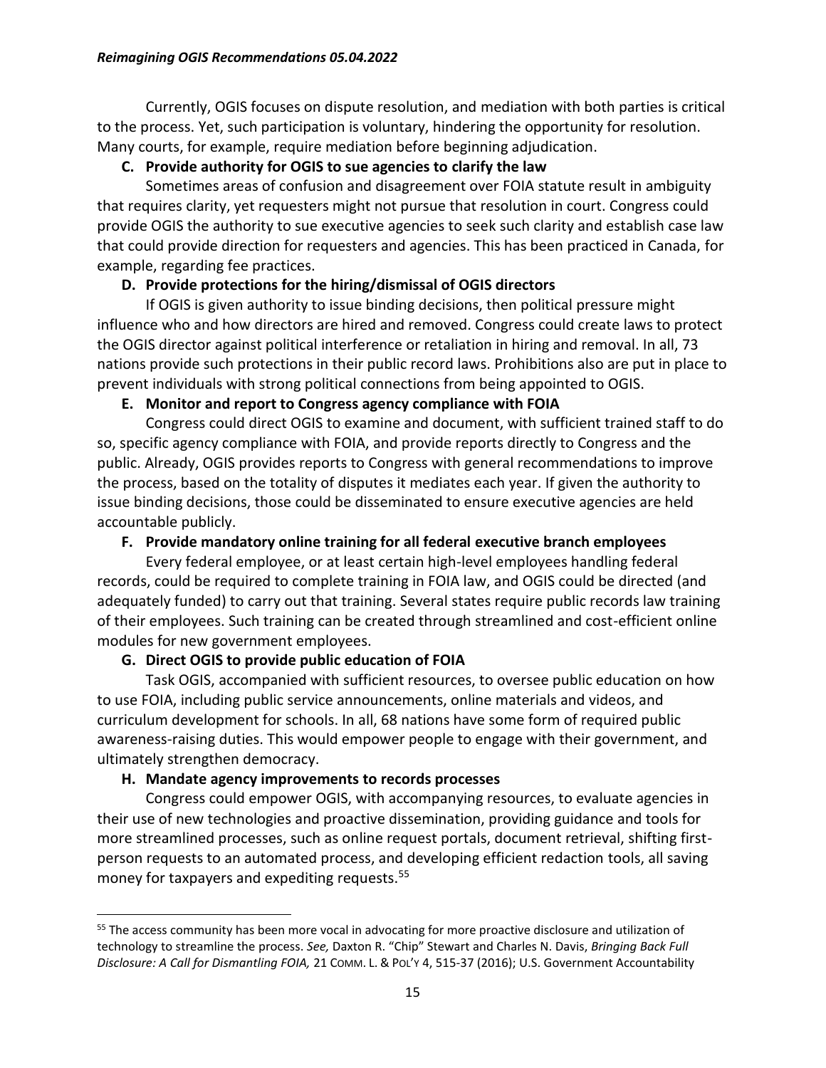Currently, OGIS focuses on dispute resolution, and mediation with both parties is critical to the process. Yet, such participation is voluntary, hindering the opportunity for resolution. Many courts, for example, require mediation before beginning adjudication.

**C. Provide authority for OGIS to sue agencies to clarify the law**

Sometimes areas of confusion and disagreement over FOIA statute result in ambiguity that requires clarity, yet requesters might not pursue that resolution in court. Congress could provide OGIS the authority to sue executive agencies to seek such clarity and establish case law that could provide direction for requesters and agencies. This has been practiced in Canada, for example, regarding fee practices.

**D. Provide protections for the hiring/dismissal of OGIS directors**

If OGIS is given authority to issue binding decisions, then political pressure might influence who and how directors are hired and removed. Congress could create laws to protect the OGIS director against political interference or retaliation in hiring and removal. In all, 73 nations provide such protections in their public record laws. Prohibitions also are put in place to prevent individuals with strong political connections from being appointed to OGIS.

**E. Monitor and report to Congress agency compliance with FOIA**

Congress could direct OGIS to examine and document, with sufficient trained staff to do so, specific agency compliance with FOIA, and provide reports directly to Congress and the public. Already, OGIS provides reports to Congress with general recommendations to improve the process, based on the totality of disputes it mediates each year. If given the authority to issue binding decisions, those could be disseminated to ensure executive agencies are held accountable publicly.

**F. Provide mandatory online training for all federal executive branch employees**

Every federal employee, or at least certain high-level employees handling federal records, could be required to complete training in FOIA law, and OGIS could be directed (and adequately funded) to carry out that training. Several states require public records law training of their employees. Such training can be created through streamlined and cost-efficient online modules for new government employees.

**G. Direct OGIS to provide public education of FOIA**

Task OGIS, accompanied with sufficient resources, to oversee public education on how to use FOIA, including public service announcements, online materials and videos, and curriculum development for schools. In all, 68 nations have some form of required public awareness-raising duties. This would empower people to engage with their government, and ultimately strengthen democracy.

**H. Mandate agency improvements to records processes**

Congress could empower OGIS, with accompanying resources, to evaluate agencies in their use of new technologies and proactive dissemination, providing guidance and tools for more streamlined processes, such as online request portals, document retrieval, shifting first-person requests to an automated process, and developing efficient redaction tools, all saving money for taxpayers and expediting requests.[55]

---

[55] The access community has been more vocal in advocating for more proactive disclosure and utilization of technology to streamline the process. *See,* Daxton R. "Chip" Stewart and Charles N. Davis, *Bringing Back Full Disclosure: A Call for Dismantling FOIA,* 21 COMM. L. & POL'Y 4, 515-37 (2016); U.S. Government Accountability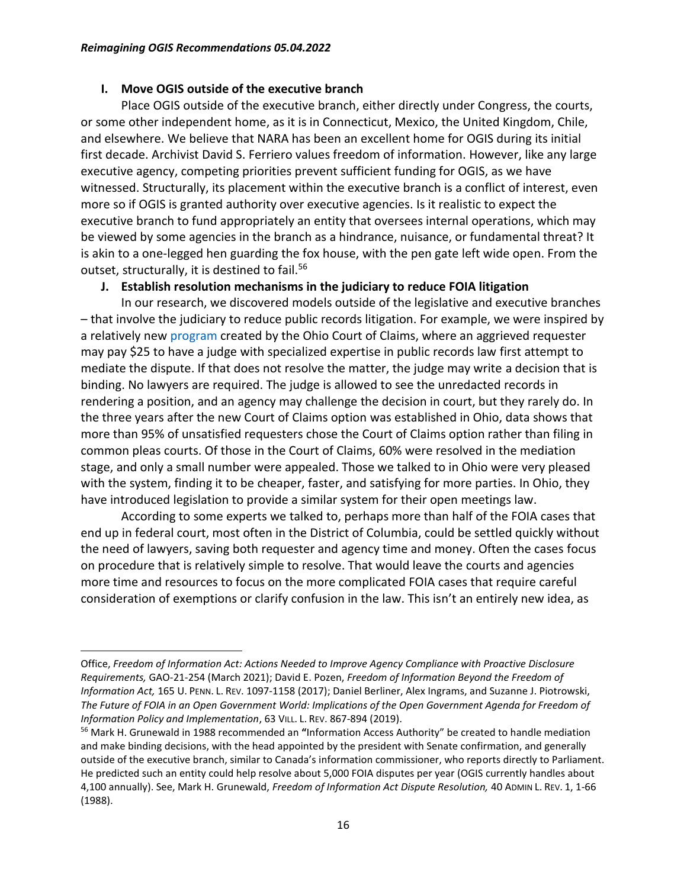## I. Move OGIS outside of the executive branch

Place OGIS outside of the executive branch, either directly under Congress, the courts, or some other independent home, as it is in Connecticut, Mexico, the United Kingdom, Chile, and elsewhere. We believe that NARA has been an excellent home for OGIS during its initial first decade. Archivist David S. Ferriero values freedom of information. However, like any large executive agency, competing priorities prevent sufficient funding for OGIS, as we have witnessed. Structurally, its placement within the executive branch is a conflict of interest, even more so if OGIS is granted authority over executive agencies. Is it realistic to expect the executive branch to fund appropriately an entity that oversees internal operations, which may be viewed by some agencies in the branch as a hindrance, nuisance, or fundamental threat? It is akin to a one-legged hen guarding the fox house, with the pen gate left wide open. From the outset, structurally, it is destined to fail.[56]

## J. Establish resolution mechanisms in the judiciary to reduce FOIA litigation

In our research, we discovered models outside of the legislative and executive branches – that involve the judiciary to reduce public records litigation. For example, we were inspired by a relatively new program created by the Ohio Court of Claims, where an aggrieved requester may pay $25 to have a judge with specialized expertise in public records law first attempt to mediate the dispute. If that does not resolve the matter, the judge may write a decision that is binding. No lawyers are required. The judge is allowed to see the unredacted records in rendering a position, and an agency may challenge the decision in court, but they rarely do. In the three years after the new Court of Claims option was established in Ohio, data shows that more than 95% of unsatisfied requesters chose the Court of Claims option rather than filing in common pleas courts. Of those in the Court of Claims, 60% were resolved in the mediation stage, and only a small number were appealed. Those we talked to in Ohio were very pleased with the system, finding it to be cheaper, faster, and satisfying for more parties. In Ohio, they have introduced legislation to provide a similar system for their open meetings law.

According to some experts we talked to, perhaps more than half of the FOIA cases that end up in federal court, most often in the District of Columbia, could be settled quickly without the need of lawyers, saving both requester and agency time and money. Often the cases focus on procedure that is relatively simple to resolve. That would leave the courts and agencies more time and resources to focus on the more complicated FOIA cases that require careful consideration of exemptions or clarify confusion in the law. This isn't an entirely new idea, as

---

Office, *Freedom of Information Act: Actions Needed to Improve Agency Compliance with Proactive Disclosure Requirements,* GAO-21-254 (March 2021); David E. Pozen, *Freedom of Information Beyond the Freedom of Information Act,* 165 U. PENN. L. REV. 1097-1158 (2017); Daniel Berliner, Alex Ingrams, and Suzanne J. Piotrowski, *The Future of FOIA in an Open Government World: Implications of the Open Government Agenda for Freedom of Information Policy and Implementation*, 63 VILL. L. REV. 867-894 (2019).

[56] Mark H. Grunewald in 1988 recommended an "Information Access Authority" be created to handle mediation and make binding decisions, with the head appointed by the president with Senate confirmation, and generally outside of the executive branch, similar to Canada's information commissioner, who reports directly to Parliament. He predicted such an entity could help resolve about 5,000 FOIA disputes per year (OGIS currently handles about 4,100 annually). See, Mark H. Grunewald, *Freedom of Information Act Dispute Resolution,* 40 ADMIN L. REV. 1, 1-66 (1988).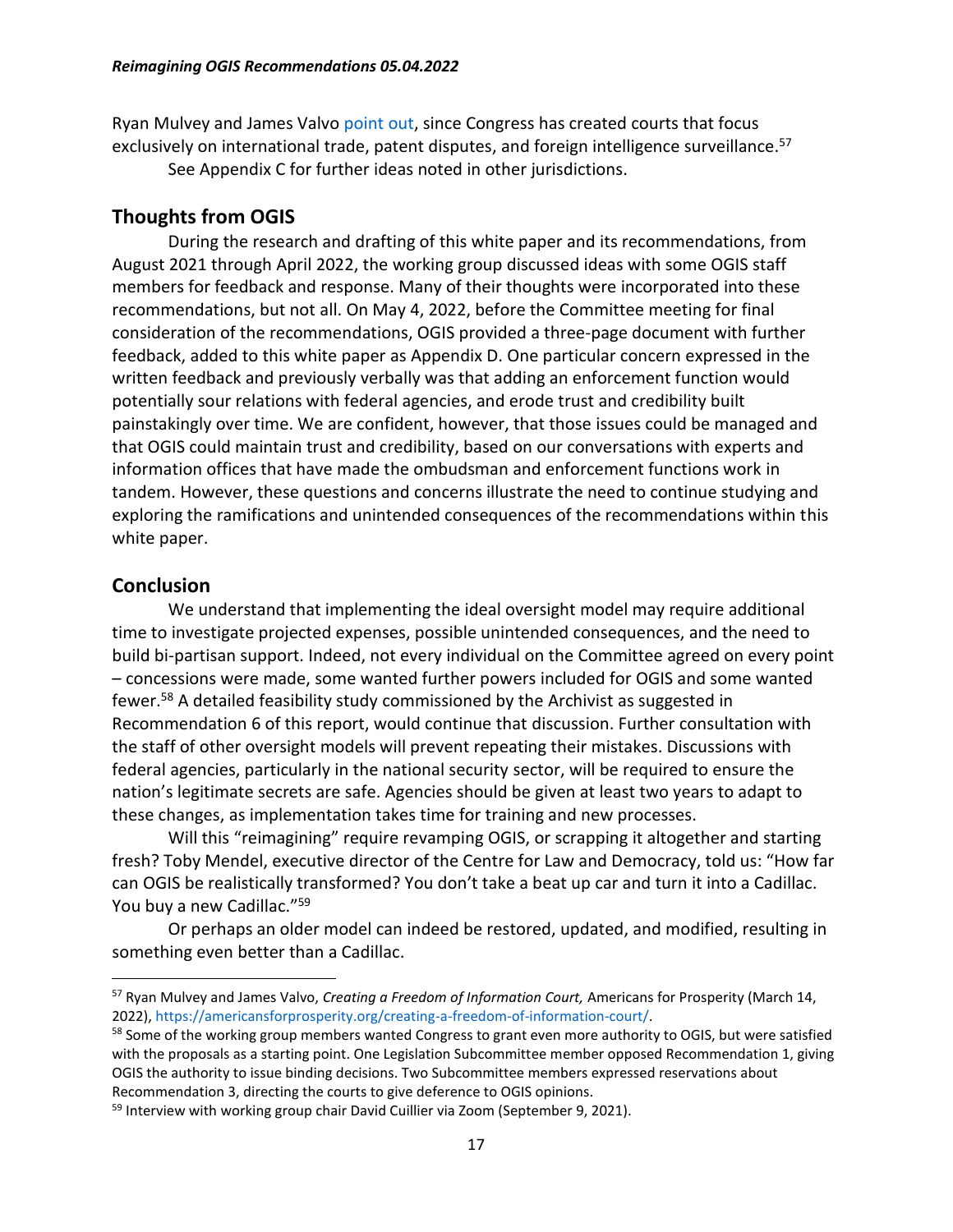Ryan Mulvey and James Valvo point out, since Congress has created courts that focus exclusively on international trade, patent disputes, and foreign intelligence surveillance.[57]

See Appendix C for further ideas noted in other jurisdictions.

## Thoughts from OGIS

During the research and drafting of this white paper and its recommendations, from August 2021 through April 2022, the working group discussed ideas with some OGIS staff members for feedback and response. Many of their thoughts were incorporated into these recommendations, but not all. On May 4, 2022, before the Committee meeting for final consideration of the recommendations, OGIS provided a three-page document with further feedback, added to this white paper as Appendix D. One particular concern expressed in the written feedback and previously verbally was that adding an enforcement function would potentially sour relations with federal agencies, and erode trust and credibility built painstakingly over time. We are confident, however, that those issues could be managed and that OGIS could maintain trust and credibility, based on our conversations with experts and information offices that have made the ombudsman and enforcement functions work in tandem. However, these questions and concerns illustrate the need to continue studying and exploring the ramifications and unintended consequences of the recommendations within this white paper.

## Conclusion

We understand that implementing the ideal oversight model may require additional time to investigate projected expenses, possible unintended consequences, and the need to build bi-partisan support. Indeed, not every individual on the Committee agreed on every point – concessions were made, some wanted further powers included for OGIS and some wanted fewer.[58] A detailed feasibility study commissioned by the Archivist as suggested in Recommendation 6 of this report, would continue that discussion. Further consultation with the staff of other oversight models will prevent repeating their mistakes. Discussions with federal agencies, particularly in the national security sector, will be required to ensure the nation's legitimate secrets are safe. Agencies should be given at least two years to adapt to these changes, as implementation takes time for training and new processes.

Will this "reimagining" require revamping OGIS, or scrapping it altogether and starting fresh? Toby Mendel, executive director of the Centre for Law and Democracy, told us: "How far can OGIS be realistically transformed? You don't take a beat up car and turn it into a Cadillac. You buy a new Cadillac."[59]

Or perhaps an older model can indeed be restored, updated, and modified, resulting in something even better than a Cadillac.

---

[57] Ryan Mulvey and James Valvo, *Creating a Freedom of Information Court,* Americans for Prosperity (March 14, 2022), https://americansforprosperity.org/creating-a-freedom-of-information-court/.

[58] Some of the working group members wanted Congress to grant even more authority to OGIS, but were satisfied with the proposals as a starting point. One Legislation Subcommittee member opposed Recommendation 1, giving OGIS the authority to issue binding decisions. Two Subcommittee members expressed reservations about Recommendation 3, directing the courts to give deference to OGIS opinions.

[59] Interview with working group chair David Cuillier via Zoom (September 9, 2021).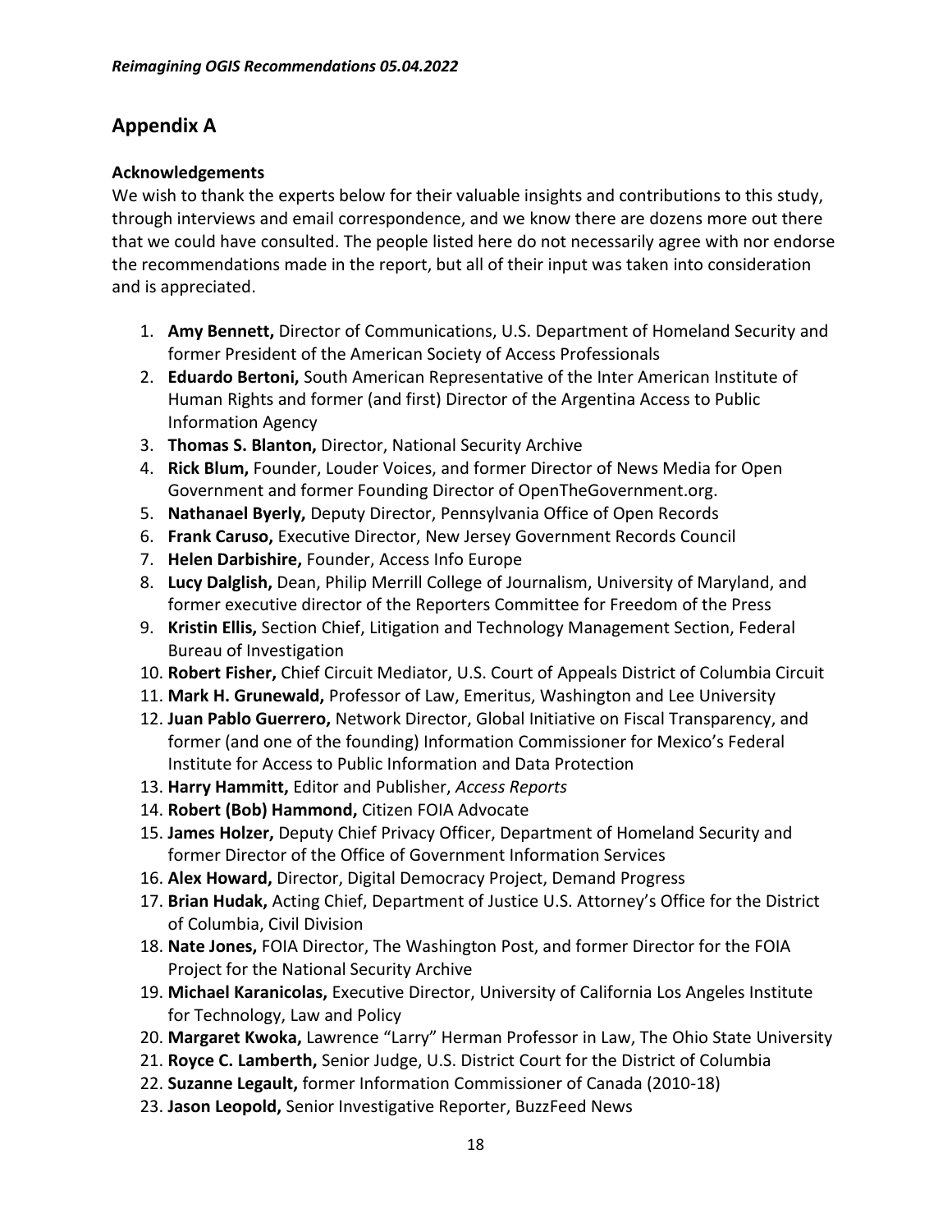## Appendix A

### Acknowledgements

We wish to thank the experts below for their valuable insights and contributions to this study, through interviews and email correspondence, and we know there are dozens more out there that we could have consulted. The people listed here do not necessarily agree with nor endorse the recommendations made in the report, but all of their input was taken into consideration and is appreciated.

1. **Amy Bennett,** Director of Communications, U.S. Department of Homeland Security and former President of the American Society of Access Professionals
2. **Eduardo Bertoni,** South American Representative of the Inter American Institute of Human Rights and former (and first) Director of the Argentina Access to Public Information Agency
3. **Thomas S. Blanton,** Director, National Security Archive
4. **Rick Blum,** Founder, Louder Voices, and former Director of News Media for Open Government and former Founding Director of OpenTheGovernment.org.
5. **Nathanael Byerly,** Deputy Director, Pennsylvania Office of Open Records
6. **Frank Caruso,** Executive Director, New Jersey Government Records Council
7. **Helen Darbishire,** Founder, Access Info Europe
8. **Lucy Dalglish,** Dean, Philip Merrill College of Journalism, University of Maryland, and former executive director of the Reporters Committee for Freedom of the Press
9. **Kristin Ellis,** Section Chief, Litigation and Technology Management Section, Federal Bureau of Investigation
10. **Robert Fisher,** Chief Circuit Mediator, U.S. Court of Appeals District of Columbia Circuit
11. **Mark H. Grunewald,** Professor of Law, Emeritus, Washington and Lee University
12. **Juan Pablo Guerrero,** Network Director, Global Initiative on Fiscal Transparency, and former (and one of the founding) Information Commissioner for Mexico's Federal Institute for Access to Public Information and Data Protection
13. **Harry Hammitt,** Editor and Publisher, *Access Reports*
14. **Robert (Bob) Hammond,** Citizen FOIA Advocate
15. **James Holzer,** Deputy Chief Privacy Officer, Department of Homeland Security and former Director of the Office of Government Information Services
16. **Alex Howard,** Director, Digital Democracy Project, Demand Progress
17. **Brian Hudak,** Acting Chief, Department of Justice U.S. Attorney's Office for the District of Columbia, Civil Division
18. **Nate Jones,** FOIA Director, The Washington Post, and former Director for the FOIA Project for the National Security Archive
19. **Michael Karanicolas,** Executive Director, University of California Los Angeles Institute for Technology, Law and Policy
20. **Margaret Kwoka,** Lawrence "Larry" Herman Professor in Law, The Ohio State University
21. **Royce C. Lamberth,** Senior Judge, U.S. District Court for the District of Columbia
22. **Suzanne Legault,** former Information Commissioner of Canada (2010-18)
23. **Jason Leopold,** Senior Investigative Reporter, BuzzFeed News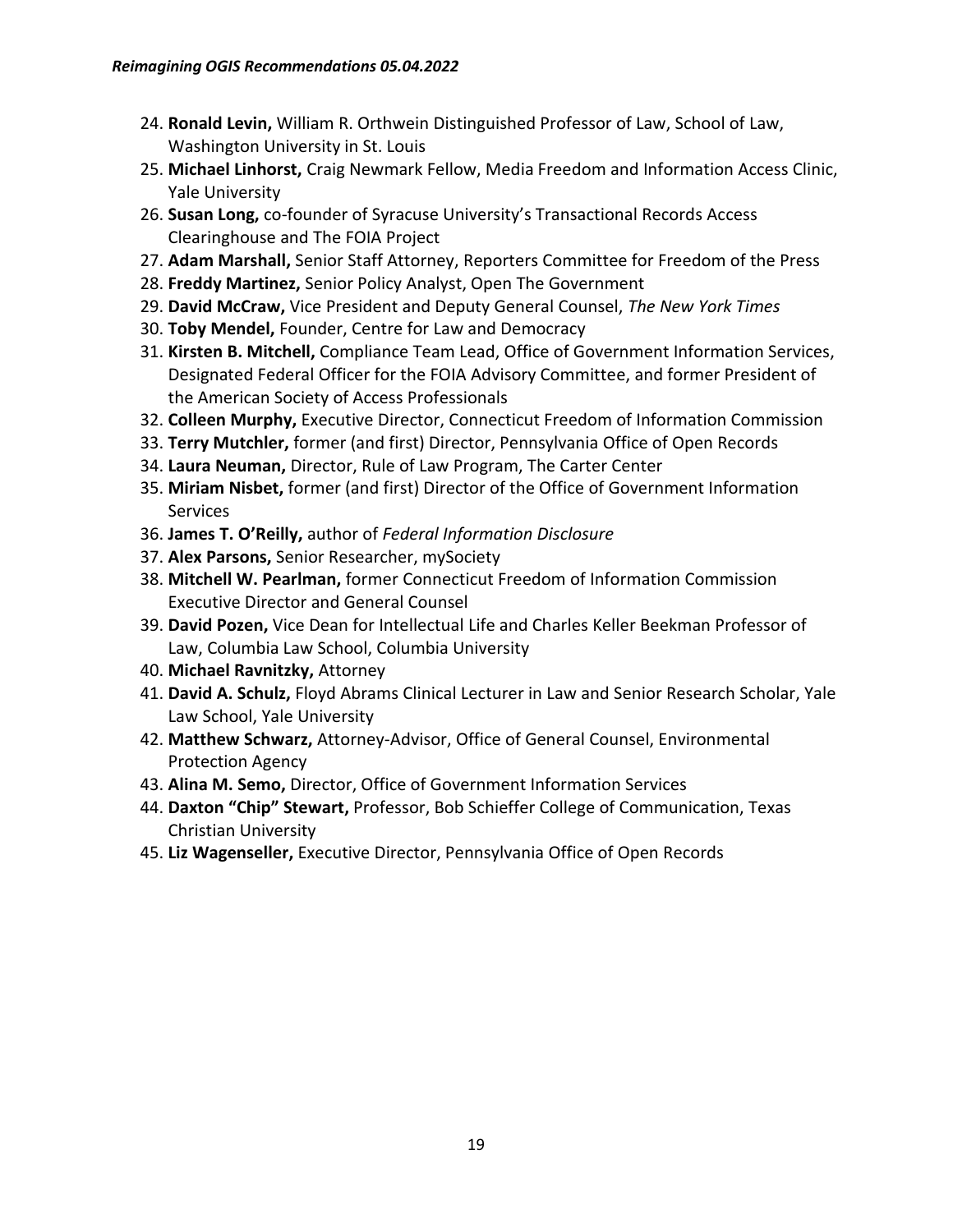24. **Ronald Levin,** William R. Orthwein Distinguished Professor of Law, School of Law, Washington University in St. Louis
25. **Michael Linhorst,** Craig Newmark Fellow, Media Freedom and Information Access Clinic, Yale University
26. **Susan Long,** co-founder of Syracuse University's Transactional Records Access Clearinghouse and The FOIA Project
27. **Adam Marshall,** Senior Staff Attorney, Reporters Committee for Freedom of the Press
28. **Freddy Martinez,** Senior Policy Analyst, Open The Government
29. **David McCraw,** Vice President and Deputy General Counsel, *The New York Times*
30. **Toby Mendel,** Founder, Centre for Law and Democracy
31. **Kirsten B. Mitchell,** Compliance Team Lead, Office of Government Information Services, Designated Federal Officer for the FOIA Advisory Committee, and former President of the American Society of Access Professionals
32. **Colleen Murphy,** Executive Director, Connecticut Freedom of Information Commission
33. **Terry Mutchler,** former (and first) Director, Pennsylvania Office of Open Records
34. **Laura Neuman,** Director, Rule of Law Program, The Carter Center
35. **Miriam Nisbet,** former (and first) Director of the Office of Government Information Services
36. **James T. O'Reilly,** author of *Federal Information Disclosure*
37. **Alex Parsons,** Senior Researcher, mySociety
38. **Mitchell W. Pearlman,** former Connecticut Freedom of Information Commission Executive Director and General Counsel
39. **David Pozen,** Vice Dean for Intellectual Life and Charles Keller Beekman Professor of Law, Columbia Law School, Columbia University
40. **Michael Ravnitzky,** Attorney
41. **David A. Schulz,** Floyd Abrams Clinical Lecturer in Law and Senior Research Scholar, Yale Law School, Yale University
42. **Matthew Schwarz,** Attorney-Advisor, Office of General Counsel, Environmental Protection Agency
43. **Alina M. Semo,** Director, Office of Government Information Services
44. **Daxton "Chip" Stewart,** Professor, Bob Schieffer College of Communication, Texas Christian University
45. **Liz Wagenseller,** Executive Director, Pennsylvania Office of Open Records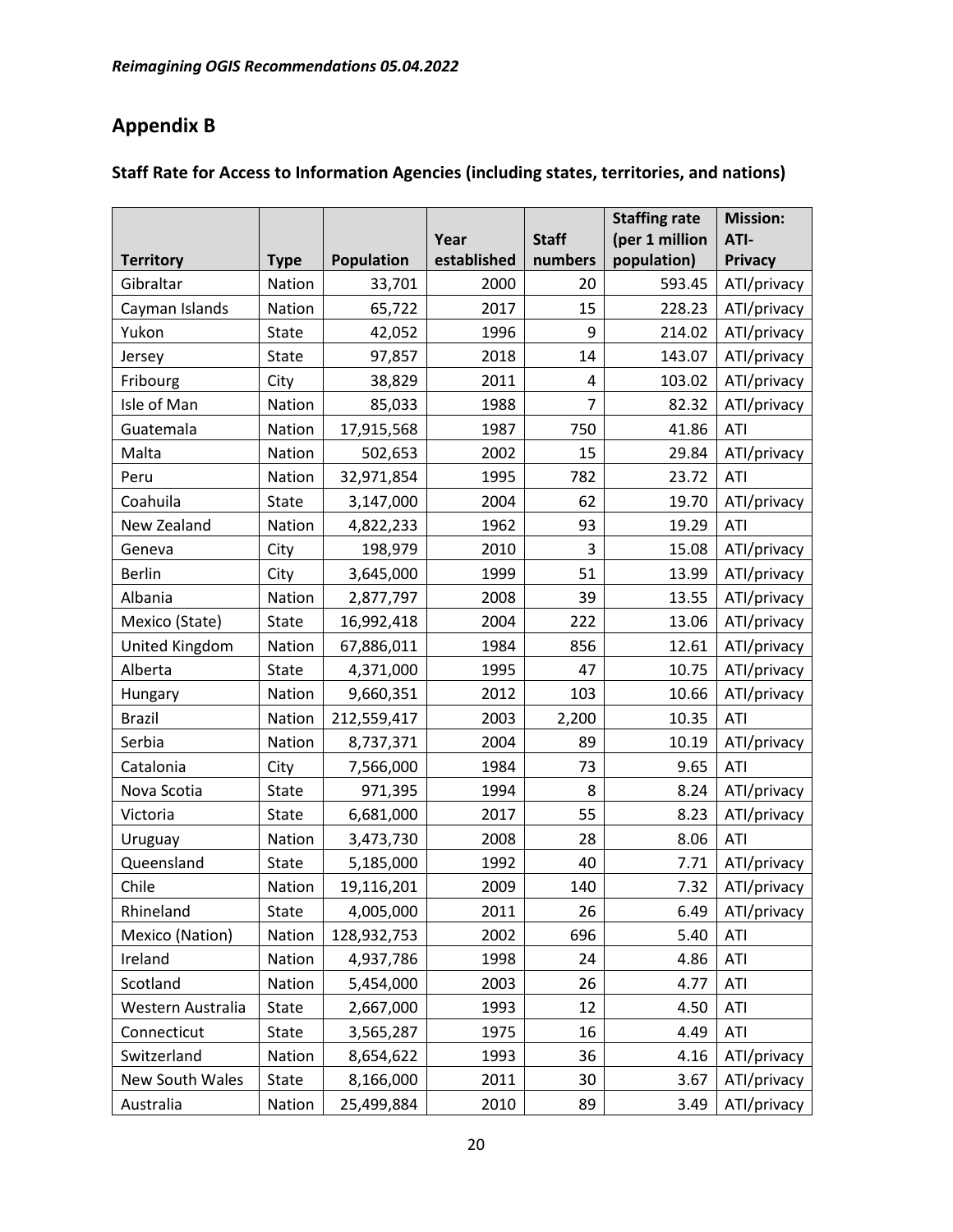## Appendix B

### Staff Rate for Access to Information Agencies (including states, territories, and nations)

| Territory | Type | Population | Year established | Staff numbers | Staffing rate (per 1 million population) | Mission: ATI-Privacy |
|---|---|---|---|---|---|---|
| Gibraltar | Nation | 33,701 | 2000 | 20 | 593.45 | ATI/privacy |
| Cayman Islands | Nation | 65,722 | 2017 | 15 | 228.23 | ATI/privacy |
| Yukon | State | 42,052 | 1996 | 9 | 214.02 | ATI/privacy |
| Jersey | State | 97,857 | 2018 | 14 | 143.07 | ATI/privacy |
| Fribourg | City | 38,829 | 2011 | 4 | 103.02 | ATI/privacy |
| Isle of Man | Nation | 85,033 | 1988 | 7 | 82.32 | ATI/privacy |
| Guatemala | Nation | 17,915,568 | 1987 | 750 | 41.86 | ATI |
| Malta | Nation | 502,653 | 2002 | 15 | 29.84 | ATI/privacy |
| Peru | Nation | 32,971,854 | 1995 | 782 | 23.72 | ATI |
| Coahuila | State | 3,147,000 | 2004 | 62 | 19.70 | ATI/privacy |
| New Zealand | Nation | 4,822,233 | 1962 | 93 | 19.29 | ATI |
| Geneva | City | 198,979 | 2010 | 3 | 15.08 | ATI/privacy |
| Berlin | City | 3,645,000 | 1999 | 51 | 13.99 | ATI/privacy |
| Albania | Nation | 2,877,797 | 2008 | 39 | 13.55 | ATI/privacy |
| Mexico (State) | State | 16,992,418 | 2004 | 222 | 13.06 | ATI/privacy |
| United Kingdom | Nation | 67,886,011 | 1984 | 856 | 12.61 | ATI/privacy |
| Alberta | State | 4,371,000 | 1995 | 47 | 10.75 | ATI/privacy |
| Hungary | Nation | 9,660,351 | 2012 | 103 | 10.66 | ATI/privacy |
| Brazil | Nation | 212,559,417 | 2003 | 2,200 | 10.35 | ATI |
| Serbia | Nation | 8,737,371 | 2004 | 89 | 10.19 | ATI/privacy |
| Catalonia | City | 7,566,000 | 1984 | 73 | 9.65 | ATI |
| Nova Scotia | State | 971,395 | 1994 | 8 | 8.24 | ATI/privacy |
| Victoria | State | 6,681,000 | 2017 | 55 | 8.23 | ATI/privacy |
| Uruguay | Nation | 3,473,730 | 2008 | 28 | 8.06 | ATI |
| Queensland | State | 5,185,000 | 1992 | 40 | 7.71 | ATI/privacy |
| Chile | Nation | 19,116,201 | 2009 | 140 | 7.32 | ATI/privacy |
| Rhineland | State | 4,005,000 | 2011 | 26 | 6.49 | ATI/privacy |
| Mexico (Nation) | Nation | 128,932,753 | 2002 | 696 | 5.40 | ATI |
| Ireland | Nation | 4,937,786 | 1998 | 24 | 4.86 | ATI |
| Scotland | Nation | 5,454,000 | 2003 | 26 | 4.77 | ATI |
| Western Australia | State | 2,667,000 | 1993 | 12 | 4.50 | ATI |
| Connecticut | State | 3,565,287 | 1975 | 16 | 4.49 | ATI |
| Switzerland | Nation | 8,654,622 | 1993 | 36 | 4.16 | ATI/privacy |
| New South Wales | State | 8,166,000 | 2011 | 30 | 3.67 | ATI/privacy |
| Australia | Nation | 25,499,884 | 2010 | 89 | 3.49 | ATI/privacy |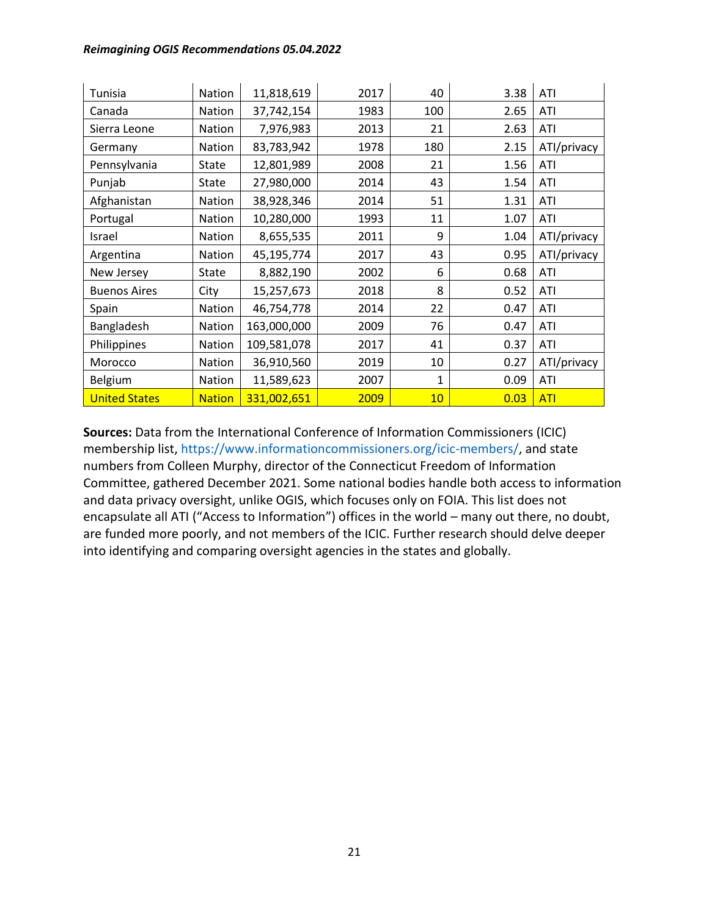| | | | | | | |
|---|---|---|---|---|---|---|
| Tunisia | Nation | 11,818,619 | 2017 | 40 | 3.38 | ATI |
| Canada | Nation | 37,742,154 | 1983 | 100 | 2.65 | ATI |
| Sierra Leone | Nation | 7,976,983 | 2013 | 21 | 2.63 | ATI |
| Germany | Nation | 83,783,942 | 1978 | 180 | 2.15 | ATI/privacy |
| Pennsylvania | State | 12,801,989 | 2008 | 21 | 1.56 | ATI |
| Punjab | State | 27,980,000 | 2014 | 43 | 1.54 | ATI |
| Afghanistan | Nation | 38,928,346 | 2014 | 51 | 1.31 | ATI |
| Portugal | Nation | 10,280,000 | 1993 | 11 | 1.07 | ATI |
| Israel | Nation | 8,655,535 | 2011 | 9 | 1.04 | ATI/privacy |
| Argentina | Nation | 45,195,774 | 2017 | 43 | 0.95 | ATI/privacy |
| New Jersey | State | 8,882,190 | 2002 | 6 | 0.68 | ATI |
| Buenos Aires | City | 15,257,673 | 2018 | 8 | 0.52 | ATI |
| Spain | Nation | 46,754,778 | 2014 | 22 | 0.47 | ATI |
| Bangladesh | Nation | 163,000,000 | 2009 | 76 | 0.47 | ATI |
| Philippines | Nation | 109,581,078 | 2017 | 41 | 0.37 | ATI |
| Morocco | Nation | 36,910,560 | 2019 | 10 | 0.27 | ATI/privacy |
| Belgium | Nation | 11,589,623 | 2007 | 1 | 0.09 | ATI |
| United States | Nation | 331,002,651 | 2009 | 10 | 0.03 | ATI |

**Sources:** Data from the International Conference of Information Commissioners (ICIC) membership list, https://www.informationcommissioners.org/icic-members/, and state numbers from Colleen Murphy, director of the Connecticut Freedom of Information Committee, gathered December 2021. Some national bodies handle both access to information and data privacy oversight, unlike OGIS, which focuses only on FOIA. This list does not encapsulate all ATI ("Access to Information") offices in the world – many out there, no doubt, are funded more poorly, and not members of the ICIC. Further research should delve deeper into identifying and comparing oversight agencies in the states and globally.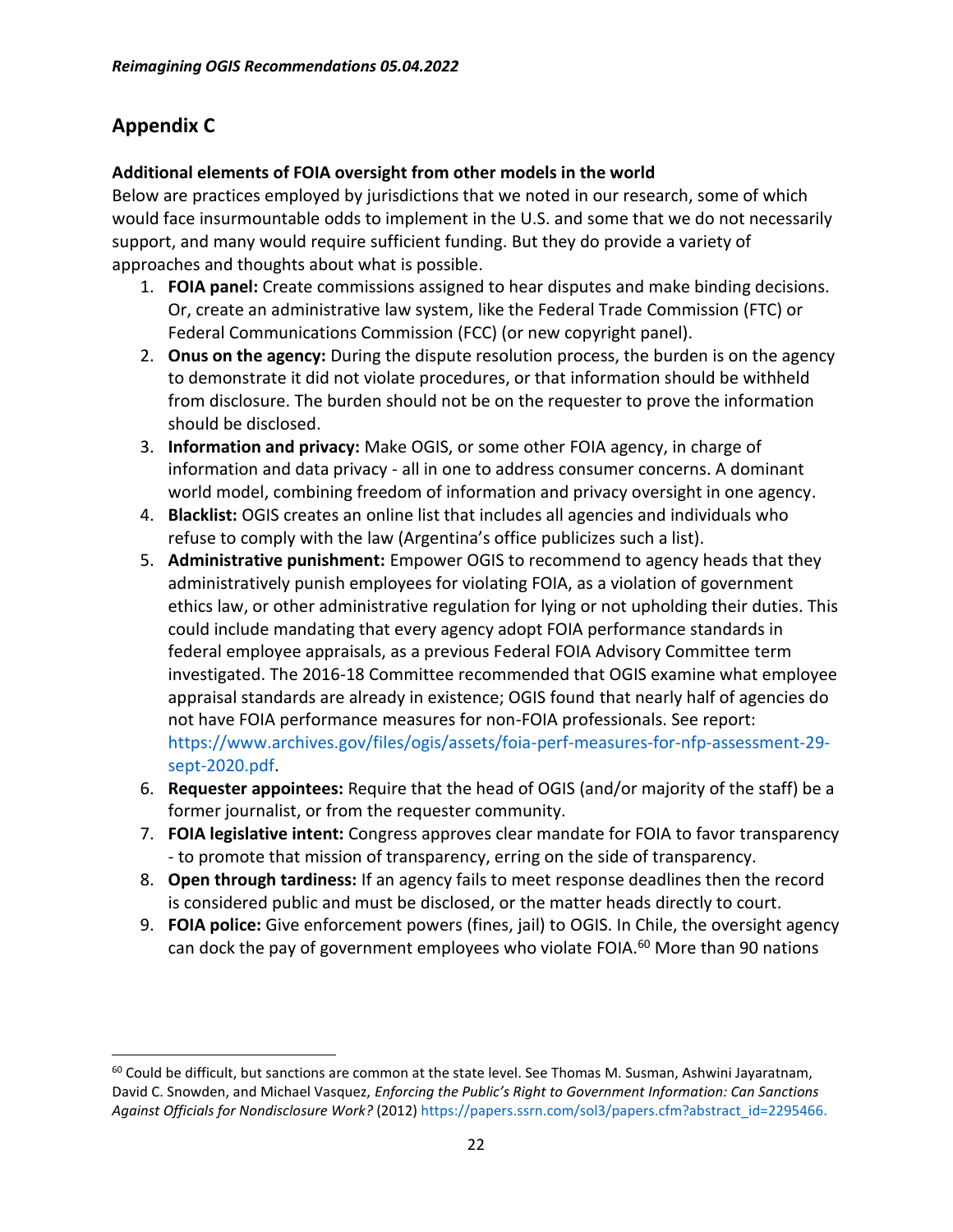## Appendix C

**Additional elements of FOIA oversight from other models in the world**

Below are practices employed by jurisdictions that we noted in our research, some of which would face insurmountable odds to implement in the U.S. and some that we do not necessarily support, and many would require sufficient funding. But they do provide a variety of approaches and thoughts about what is possible.

1. **FOIA panel:** Create commissions assigned to hear disputes and make binding decisions. Or, create an administrative law system, like the Federal Trade Commission (FTC) or Federal Communications Commission (FCC) (or new copyright panel).
2. **Onus on the agency:** During the dispute resolution process, the burden is on the agency to demonstrate it did not violate procedures, or that information should be withheld from disclosure. The burden should not be on the requester to prove the information should be disclosed.
3. **Information and privacy:** Make OGIS, or some other FOIA agency, in charge of information and data privacy - all in one to address consumer concerns. A dominant world model, combining freedom of information and privacy oversight in one agency.
4. **Blacklist:** OGIS creates an online list that includes all agencies and individuals who refuse to comply with the law (Argentina's office publicizes such a list).
5. **Administrative punishment:** Empower OGIS to recommend to agency heads that they administratively punish employees for violating FOIA, as a violation of government ethics law, or other administrative regulation for lying or not upholding their duties. This could include mandating that every agency adopt FOIA performance standards in federal employee appraisals, as a previous Federal FOIA Advisory Committee term investigated. The 2016-18 Committee recommended that OGIS examine what employee appraisal standards are already in existence; OGIS found that nearly half of agencies do not have FOIA performance measures for non-FOIA professionals. See report: https://www.archives.gov/files/ogis/assets/foia-perf-measures-for-nfp-assessment-29-sept-2020.pdf.
6. **Requester appointees:** Require that the head of OGIS (and/or majority of the staff) be a former journalist, or from the requester community.
7. **FOIA legislative intent:** Congress approves clear mandate for FOIA to favor transparency - to promote that mission of transparency, erring on the side of transparency.
8. **Open through tardiness:** If an agency fails to meet response deadlines then the record is considered public and must be disclosed, or the matter heads directly to court.
9. **FOIA police:** Give enforcement powers (fines, jail) to OGIS. In Chile, the oversight agency can dock the pay of government employees who violate FOIA.[60] More than 90 nations

---

[60] Could be difficult, but sanctions are common at the state level. See Thomas M. Susman, Ashwini Jayaratnam, David C. Snowden, and Michael Vasquez, *Enforcing the Public's Right to Government Information: Can Sanctions Against Officials for Nondisclosure Work?* (2012) https://papers.ssrn.com/sol3/papers.cfm?abstract_id=2295466.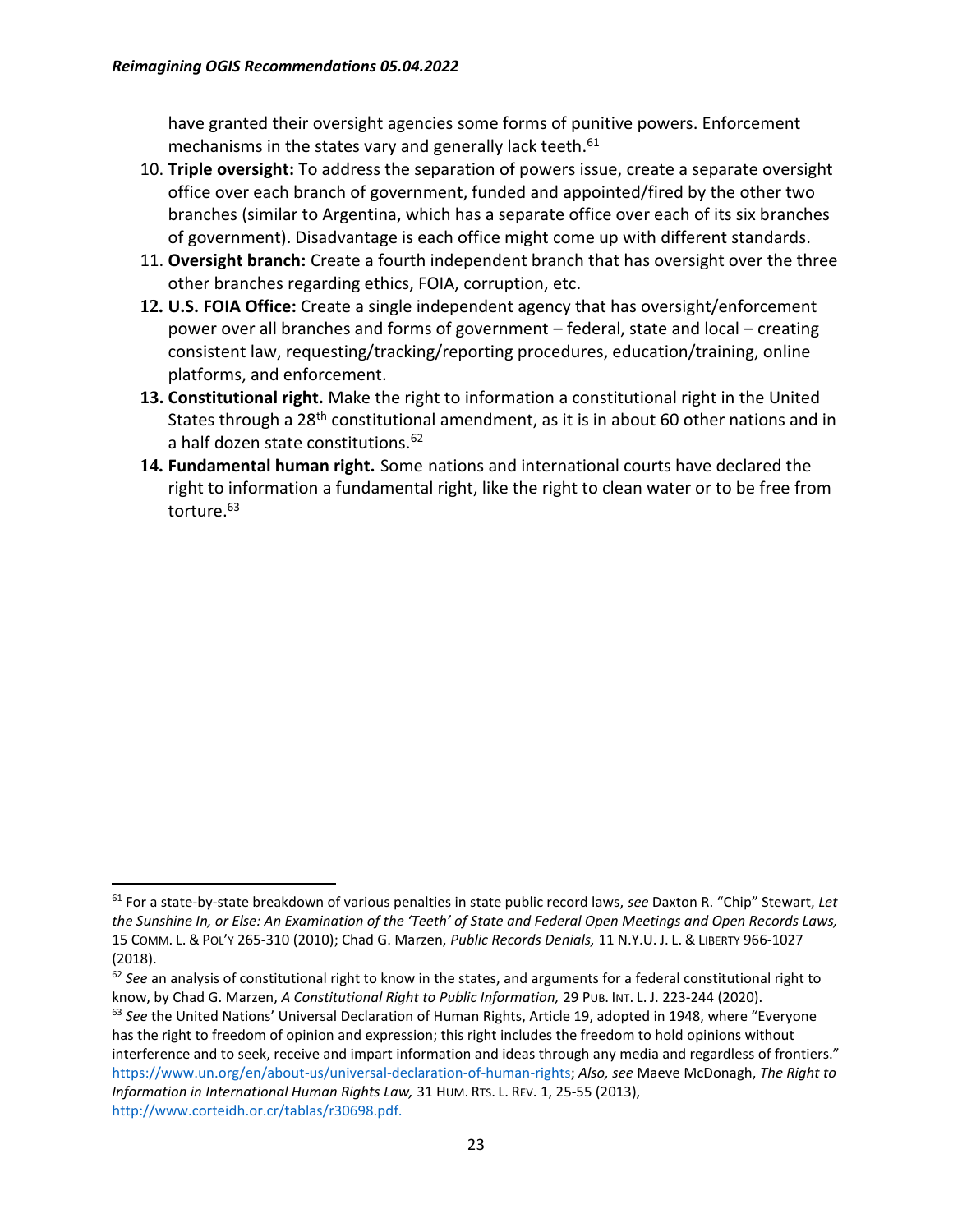have granted their oversight agencies some forms of punitive powers. Enforcement mechanisms in the states vary and generally lack teeth.[61]

10. **Triple oversight:** To address the separation of powers issue, create a separate oversight office over each branch of government, funded and appointed/fired by the other two branches (similar to Argentina, which has a separate office over each of its six branches of government). Disadvantage is each office might come up with different standards.
11. **Oversight branch:** Create a fourth independent branch that has oversight over the three other branches regarding ethics, FOIA, corruption, etc.
12. **U.S. FOIA Office:** Create a single independent agency that has oversight/enforcement power over all branches and forms of government – federal, state and local – creating consistent law, requesting/tracking/reporting procedures, education/training, online platforms, and enforcement.
13. **Constitutional right.** Make the right to information a constitutional right in the United States through a 28th constitutional amendment, as it is in about 60 other nations and in a half dozen state constitutions.[62]
14. **Fundamental human right.** Some nations and international courts have declared the right to information a fundamental right, like the right to clean water or to be free from torture.[63]

---

[61] For a state-by-state breakdown of various penalties in state public record laws, *see* Daxton R. "Chip" Stewart, *Let the Sunshine In, or Else: An Examination of the 'Teeth' of State and Federal Open Meetings and Open Records Laws,* 15 COMM. L. & POL'Y 265-310 (2010); Chad G. Marzen, *Public Records Denials,* 11 N.Y.U. J. L. & LIBERTY 966-1027 (2018).

[62] *See* an analysis of constitutional right to know in the states, and arguments for a federal constitutional right to know, by Chad G. Marzen, *A Constitutional Right to Public Information,* 29 PUB. INT. L. J. 223-244 (2020).

[63] *See* the United Nations' Universal Declaration of Human Rights, Article 19, adopted in 1948, where "Everyone has the right to freedom of opinion and expression; this right includes the freedom to hold opinions without interference and to seek, receive and impart information and ideas through any media and regardless of frontiers." https://www.un.org/en/about-us/universal-declaration-of-human-rights; *Also, see* Maeve McDonagh, *The Right to Information in International Human Rights Law,* 31 HUM. RTS. L. REV. 1, 25-55 (2013), http://www.corteidh.or.cr/tablas/r30698.pdf.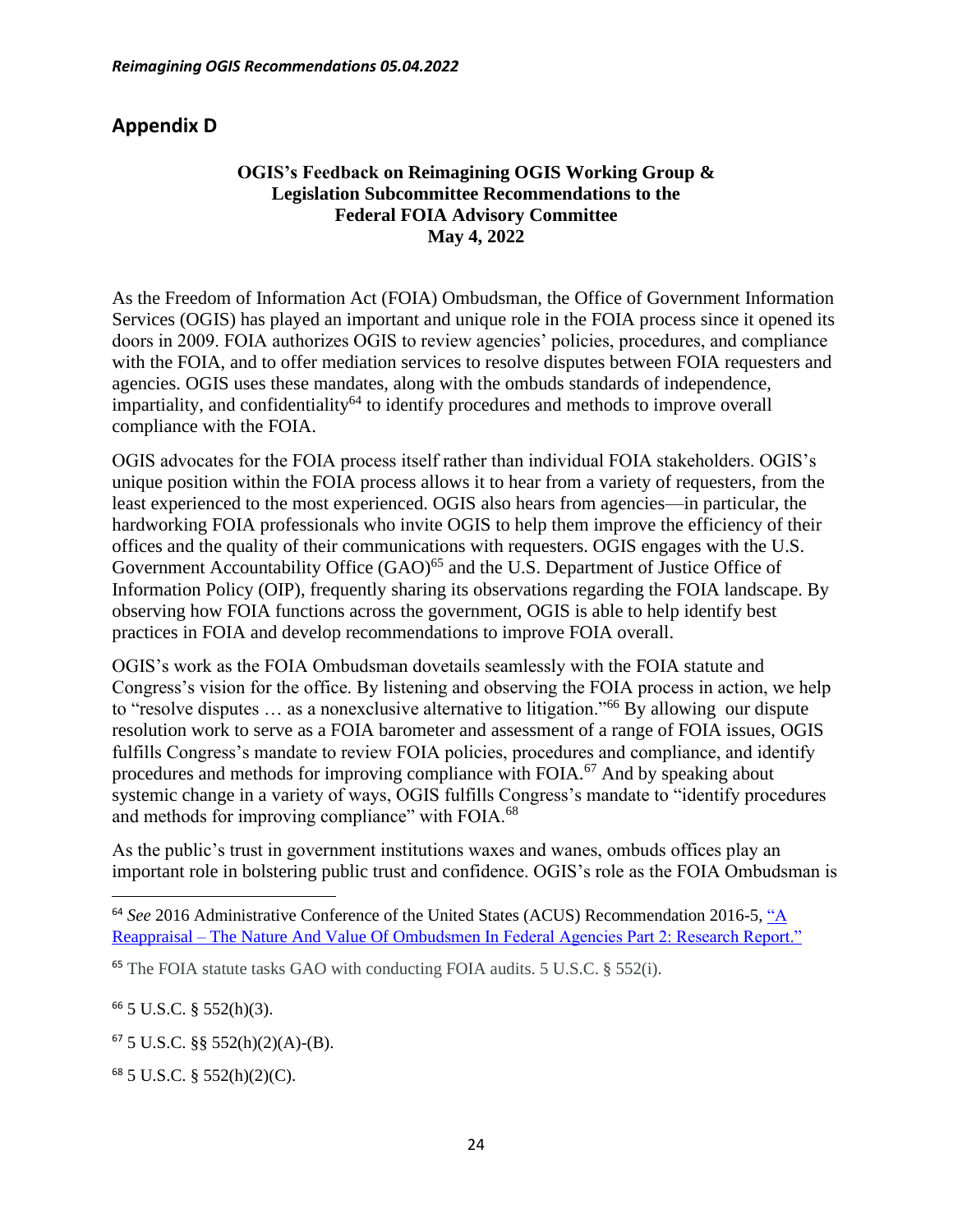## Appendix D

**OGIS's Feedback on Reimagining OGIS Working Group & Legislation Subcommittee Recommendations to the Federal FOIA Advisory Committee**
**May 4, 2022**

As the Freedom of Information Act (FOIA) Ombudsman, the Office of Government Information Services (OGIS) has played an important and unique role in the FOIA process since it opened its doors in 2009. FOIA authorizes OGIS to review agencies' policies, procedures, and compliance with the FOIA, and to offer mediation services to resolve disputes between FOIA requesters and agencies. OGIS uses these mandates, along with the ombuds standards of independence, impartiality, and confidentiality[64] to identify procedures and methods to improve overall compliance with the FOIA.

OGIS advocates for the FOIA process itself rather than individual FOIA stakeholders. OGIS's unique position within the FOIA process allows it to hear from a variety of requesters, from the least experienced to the most experienced. OGIS also hears from agencies—in particular, the hardworking FOIA professionals who invite OGIS to help them improve the efficiency of their offices and the quality of their communications with requesters. OGIS engages with the U.S. Government Accountability Office (GAO)[65] and the U.S. Department of Justice Office of Information Policy (OIP), frequently sharing its observations regarding the FOIA landscape. By observing how FOIA functions across the government, OGIS is able to help identify best practices in FOIA and develop recommendations to improve FOIA overall.

OGIS's work as the FOIA Ombudsman dovetails seamlessly with the FOIA statute and Congress's vision for the office. By listening and observing the FOIA process in action, we help to "resolve disputes … as a nonexclusive alternative to litigation."[66] By allowing our dispute resolution work to serve as a FOIA barometer and assessment of a range of FOIA issues, OGIS fulfills Congress's mandate to review FOIA policies, procedures and compliance, and identify procedures and methods for improving compliance with FOIA.[67] And by speaking about systemic change in a variety of ways, OGIS fulfills Congress's mandate to "identify procedures and methods for improving compliance" with FOIA.[68]

As the public's trust in government institutions waxes and wanes, ombuds offices play an important role in bolstering public trust and confidence. OGIS's role as the FOIA Ombudsman is

---

[64] *See* 2016 Administrative Conference of the United States (ACUS) Recommendation 2016-5, "A Reappraisal – The Nature And Value Of Ombudsmen In Federal Agencies Part 2: Research Report."

[65] The FOIA statute tasks GAO with conducting FOIA audits. 5 U.S.C. § 552(i).

[66] 5 U.S.C. § 552(h)(3).

[67] 5 U.S.C. §§ 552(h)(2)(A)-(B).

[68] 5 U.S.C. § 552(h)(2)(C).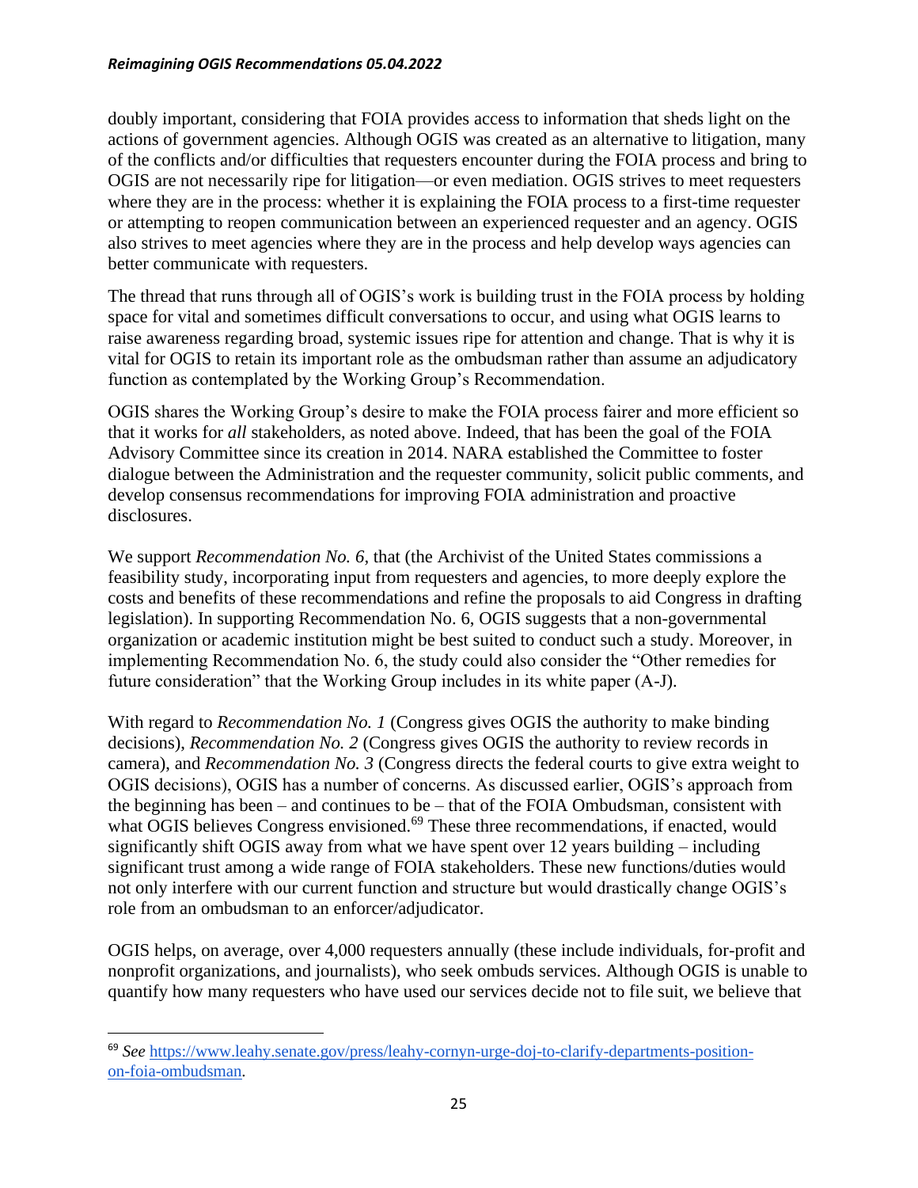doubly important, considering that FOIA provides access to information that sheds light on the actions of government agencies. Although OGIS was created as an alternative to litigation, many of the conflicts and/or difficulties that requesters encounter during the FOIA process and bring to OGIS are not necessarily ripe for litigation—or even mediation. OGIS strives to meet requesters where they are in the process: whether it is explaining the FOIA process to a first-time requester or attempting to reopen communication between an experienced requester and an agency. OGIS also strives to meet agencies where they are in the process and help develop ways agencies can better communicate with requesters.

The thread that runs through all of OGIS's work is building trust in the FOIA process by holding space for vital and sometimes difficult conversations to occur, and using what OGIS learns to raise awareness regarding broad, systemic issues ripe for attention and change. That is why it is vital for OGIS to retain its important role as the ombudsman rather than assume an adjudicatory function as contemplated by the Working Group's Recommendation.

OGIS shares the Working Group's desire to make the FOIA process fairer and more efficient so that it works for *all* stakeholders, as noted above. Indeed, that has been the goal of the FOIA Advisory Committee since its creation in 2014. NARA established the Committee to foster dialogue between the Administration and the requester community, solicit public comments, and develop consensus recommendations for improving FOIA administration and proactive disclosures.

We support *Recommendation No. 6*, that (the Archivist of the United States commissions a feasibility study, incorporating input from requesters and agencies, to more deeply explore the costs and benefits of these recommendations and refine the proposals to aid Congress in drafting legislation). In supporting Recommendation No. 6, OGIS suggests that a non-governmental organization or academic institution might be best suited to conduct such a study. Moreover, in implementing Recommendation No. 6, the study could also consider the "Other remedies for future consideration" that the Working Group includes in its white paper (A-J).

With regard to *Recommendation No. 1* (Congress gives OGIS the authority to make binding decisions), *Recommendation No. 2* (Congress gives OGIS the authority to review records in camera), and *Recommendation No. 3* (Congress directs the federal courts to give extra weight to OGIS decisions), OGIS has a number of concerns. As discussed earlier, OGIS's approach from the beginning has been – and continues to be – that of the FOIA Ombudsman, consistent with what OGIS believes Congress envisioned.[69] These three recommendations, if enacted, would significantly shift OGIS away from what we have spent over 12 years building – including significant trust among a wide range of FOIA stakeholders. These new functions/duties would not only interfere with our current function and structure but would drastically change OGIS's role from an ombudsman to an enforcer/adjudicator.

OGIS helps, on average, over 4,000 requesters annually (these include individuals, for-profit and nonprofit organizations, and journalists), who seek ombuds services. Although OGIS is unable to quantify how many requesters who have used our services decide not to file suit, we believe that

---

[69] *See* https://www.leahy.senate.gov/press/leahy-cornyn-urge-doj-to-clarify-departments-position-on-foia-ombudsman.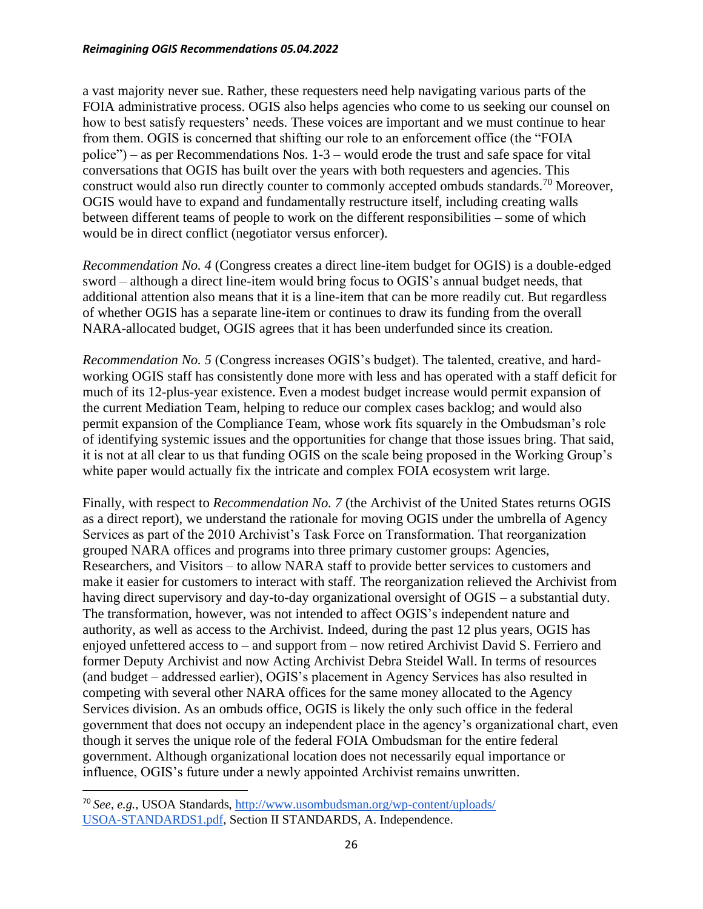a vast majority never sue. Rather, these requesters need help navigating various parts of the FOIA administrative process. OGIS also helps agencies who come to us seeking our counsel on how to best satisfy requesters' needs. These voices are important and we must continue to hear from them. OGIS is concerned that shifting our role to an enforcement office (the "FOIA police") – as per Recommendations Nos. 1-3 – would erode the trust and safe space for vital conversations that OGIS has built over the years with both requesters and agencies. This construct would also run directly counter to commonly accepted ombuds standards.[70] Moreover, OGIS would have to expand and fundamentally restructure itself, including creating walls between different teams of people to work on the different responsibilities – some of which would be in direct conflict (negotiator versus enforcer).

*Recommendation No. 4* (Congress creates a direct line-item budget for OGIS) is a double-edged sword – although a direct line-item would bring focus to OGIS's annual budget needs, that additional attention also means that it is a line-item that can be more readily cut. But regardless of whether OGIS has a separate line-item or continues to draw its funding from the overall NARA-allocated budget, OGIS agrees that it has been underfunded since its creation.

*Recommendation No. 5* (Congress increases OGIS's budget). The talented, creative, and hard-working OGIS staff has consistently done more with less and has operated with a staff deficit for much of its 12-plus-year existence. Even a modest budget increase would permit expansion of the current Mediation Team, helping to reduce our complex cases backlog; and would also permit expansion of the Compliance Team, whose work fits squarely in the Ombudsman's role of identifying systemic issues and the opportunities for change that those issues bring. That said, it is not at all clear to us that funding OGIS on the scale being proposed in the Working Group's white paper would actually fix the intricate and complex FOIA ecosystem writ large.

Finally, with respect to *Recommendation No. 7* (the Archivist of the United States returns OGIS as a direct report), we understand the rationale for moving OGIS under the umbrella of Agency Services as part of the 2010 Archivist's Task Force on Transformation. That reorganization grouped NARA offices and programs into three primary customer groups: Agencies, Researchers, and Visitors – to allow NARA staff to provide better services to customers and make it easier for customers to interact with staff. The reorganization relieved the Archivist from having direct supervisory and day-to-day organizational oversight of OGIS – a substantial duty. The transformation, however, was not intended to affect OGIS's independent nature and authority, as well as access to the Archivist. Indeed, during the past 12 plus years, OGIS has enjoyed unfettered access to – and support from – now retired Archivist David S. Ferriero and former Deputy Archivist and now Acting Archivist Debra Steidel Wall. In terms of resources (and budget – addressed earlier), OGIS's placement in Agency Services has also resulted in competing with several other NARA offices for the same money allocated to the Agency Services division. As an ombuds office, OGIS is likely the only such office in the federal government that does not occupy an independent place in the agency's organizational chart, even though it serves the unique role of the federal FOIA Ombudsman for the entire federal government. Although organizational location does not necessarily equal importance or influence, OGIS's future under a newly appointed Archivist remains unwritten.

---

[70] *See*, *e.g.*, USOA Standards, http://www.usombudsman.org/wp-content/uploads/USOA-STANDARDS1.pdf, Section II STANDARDS, A. Independence.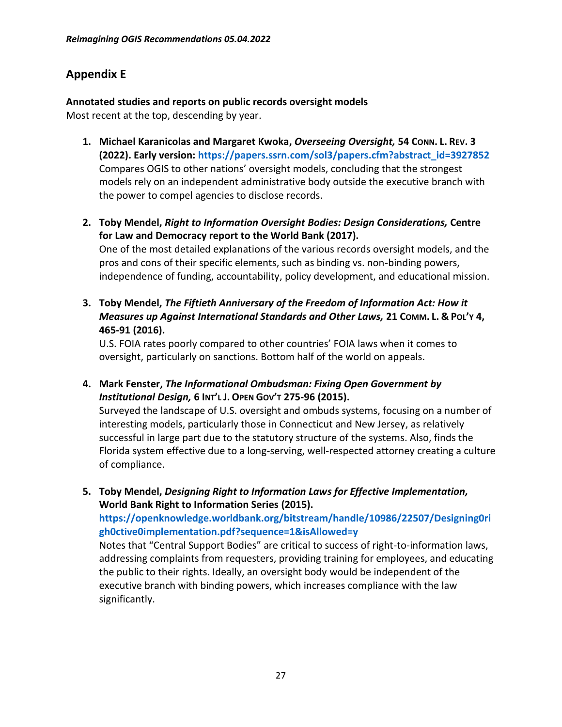## Appendix E

**Annotated studies and reports on public records oversight models**
Most recent at the top, descending by year.

1. **Michael Karanicolas and Margaret Kwoka, *Overseeing Oversight,* 54 CONN. L. REV. 3 (2022). Early version: https://papers.ssrn.com/sol3/papers.cfm?abstract_id=3927852**
   Compares OGIS to other nations' oversight models, concluding that the strongest models rely on an independent administrative body outside the executive branch with the power to compel agencies to disclose records.

2. **Toby Mendel, *Right to Information Oversight Bodies: Design Considerations,* Centre for Law and Democracy report to the World Bank (2017).**
   One of the most detailed explanations of the various records oversight models, and the pros and cons of their specific elements, such as binding vs. non-binding powers, independence of funding, accountability, policy development, and educational mission.

3. **Toby Mendel, *The Fiftieth Anniversary of the Freedom of Information Act: How it Measures up Against International Standards and Other Laws,* 21 COMM. L. & POL'Y 4, 465-91 (2016).**
   U.S. FOIA rates poorly compared to other countries' FOIA laws when it comes to oversight, particularly on sanctions. Bottom half of the world on appeals.

4. **Mark Fenster, *The Informational Ombudsman: Fixing Open Government by Institutional Design,* 6 INT'L J. OPEN GOV'T 275-96 (2015).**
   Surveyed the landscape of U.S. oversight and ombuds systems, focusing on a number of interesting models, particularly those in Connecticut and New Jersey, as relatively successful in large part due to the statutory structure of the systems. Also, finds the Florida system effective due to a long-serving, well-respected attorney creating a culture of compliance.

5. **Toby Mendel, *Designing Right to Information Laws for Effective Implementation,* World Bank Right to Information Series (2015). https://openknowledge.worldbank.org/bitstream/handle/10986/22507/Designing0righ0ctive0implementation.pdf?sequence=1&isAllowed=y**
   Notes that "Central Support Bodies" are critical to success of right-to-information laws, addressing complaints from requesters, providing training for employees, and educating the public to their rights. Ideally, an oversight body would be independent of the executive branch with binding powers, which increases compliance with the law significantly.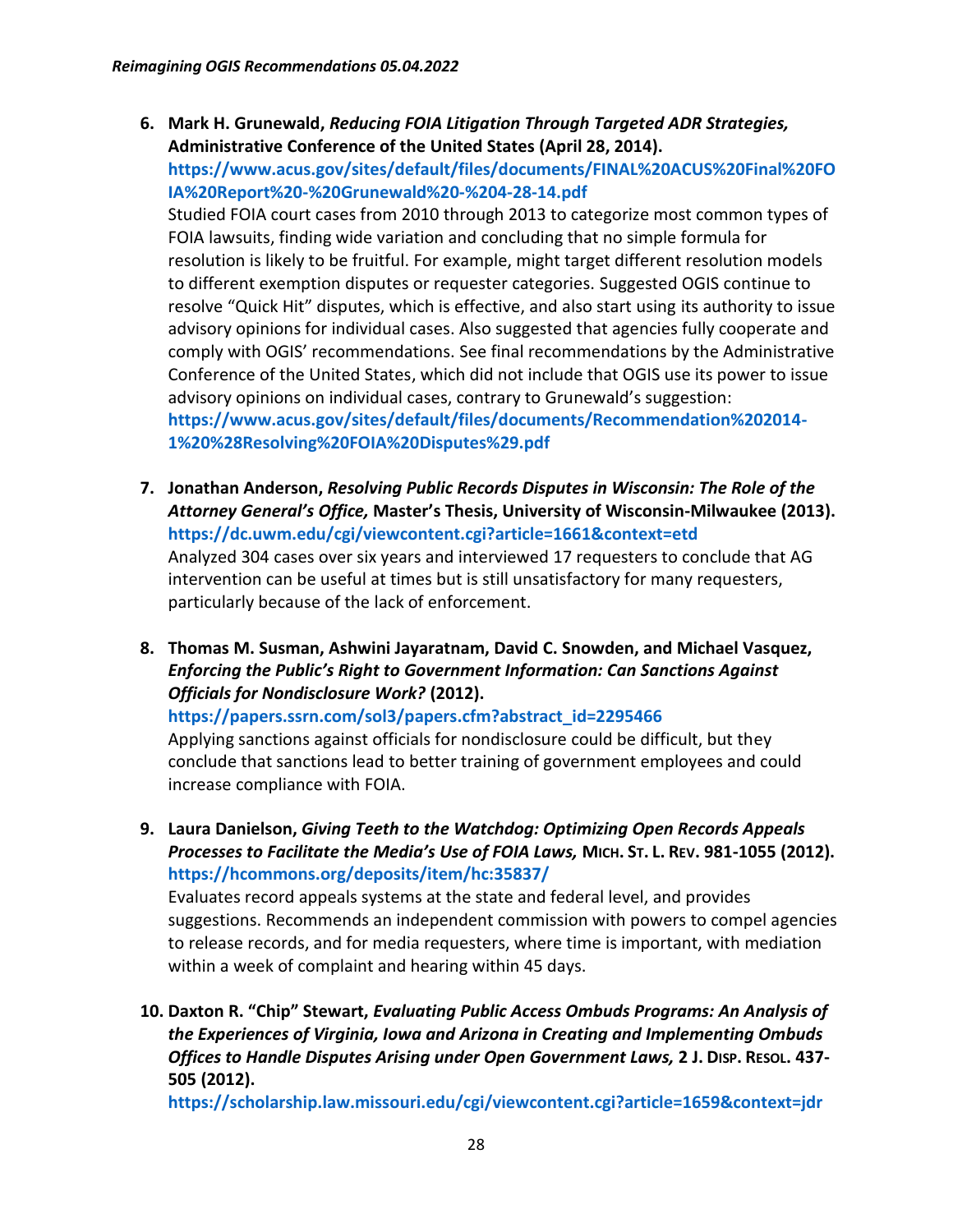6. **Mark H. Grunewald, *Reducing FOIA Litigation Through Targeted ADR Strategies,* Administrative Conference of the United States (April 28, 2014).**
   **https://www.acus.gov/sites/default/files/documents/FINAL%20ACUS%20Final%20FOIA%20Report%20-%20Grunewald%20-%204-28-14.pdf**
   Studied FOIA court cases from 2010 through 2013 to categorize most common types of FOIA lawsuits, finding wide variation and concluding that no simple formula for resolution is likely to be fruitful. For example, might target different resolution models to different exemption disputes or requester categories. Suggested OGIS continue to resolve "Quick Hit" disputes, which is effective, and also start using its authority to issue advisory opinions for individual cases. Also suggested that agencies fully cooperate and comply with OGIS' recommendations. See final recommendations by the Administrative Conference of the United States, which did not include that OGIS use its power to issue advisory opinions on individual cases, contrary to Grunewald's suggestion:
   **https://www.acus.gov/sites/default/files/documents/Recommendation%202014-1%20%28Resolving%20FOIA%20Disputes%29.pdf**

7. **Jonathan Anderson, *Resolving Public Records Disputes in Wisconsin: The Role of the Attorney General's Office,* Master's Thesis, University of Wisconsin-Milwaukee (2013).**
   **https://dc.uwm.edu/cgi/viewcontent.cgi?article=1661&context=etd**
   Analyzed 304 cases over six years and interviewed 17 requesters to conclude that AG intervention can be useful at times but is still unsatisfactory for many requesters, particularly because of the lack of enforcement.

8. **Thomas M. Susman, Ashwini Jayaratnam, David C. Snowden, and Michael Vasquez, *Enforcing the Public's Right to Government Information: Can Sanctions Against Officials for Nondisclosure Work?* (2012).**
   **https://papers.ssrn.com/sol3/papers.cfm?abstract_id=2295466**
   Applying sanctions against officials for nondisclosure could be difficult, but they conclude that sanctions lead to better training of government employees and could increase compliance with FOIA.

9. **Laura Danielson, *Giving Teeth to the Watchdog: Optimizing Open Records Appeals Processes to Facilitate the Media's Use of FOIA Laws,* MICH. ST. L. REV. 981-1055 (2012).**
   **https://hcommons.org/deposits/item/hc:35837/**
   Evaluates record appeals systems at the state and federal level, and provides suggestions. Recommends an independent commission with powers to compel agencies to release records, and for media requesters, where time is important, with mediation within a week of complaint and hearing within 45 days.

10. **Daxton R. "Chip" Stewart, *Evaluating Public Access Ombuds Programs: An Analysis of the Experiences of Virginia, Iowa and Arizona in Creating and Implementing Ombuds Offices to Handle Disputes Arising under Open Government Laws,* 2 J. DISP. RESOL. 437-505 (2012).**
    **https://scholarship.law.missouri.edu/cgi/viewcontent.cgi?article=1659&context=jdr**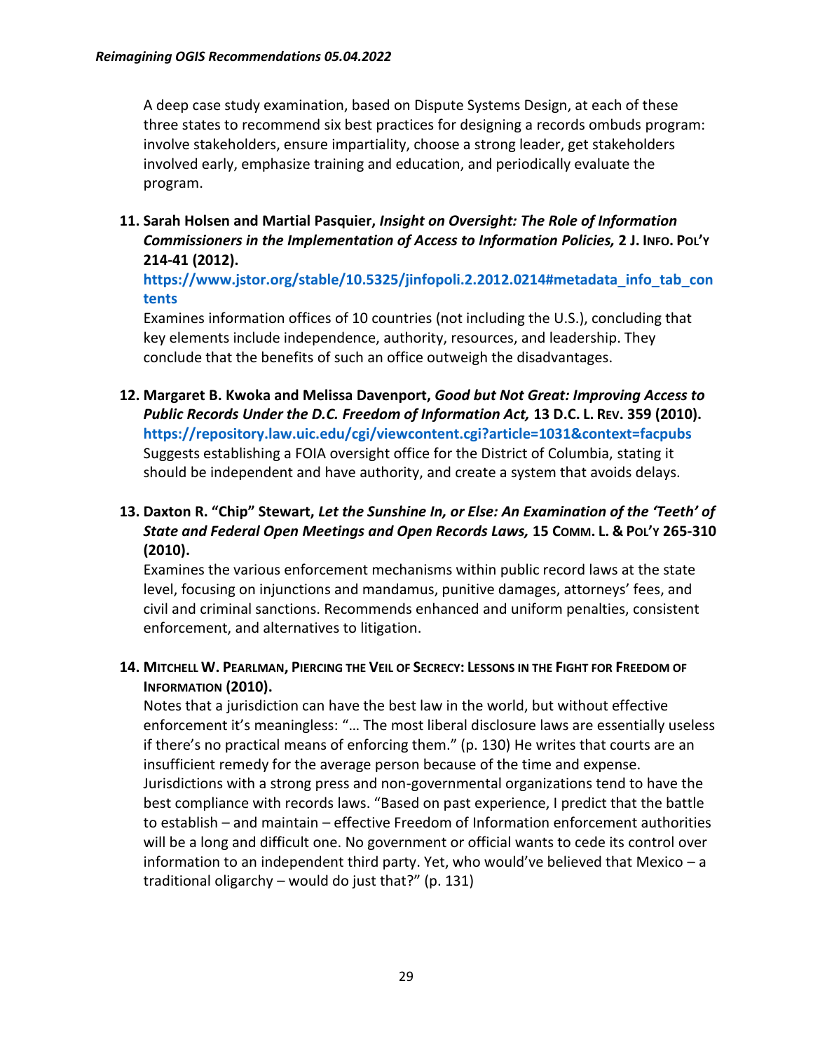A deep case study examination, based on Dispute Systems Design, at each of these three states to recommend six best practices for designing a records ombuds program: involve stakeholders, ensure impartiality, choose a strong leader, get stakeholders involved early, emphasize training and education, and periodically evaluate the program.

11. **Sarah Holsen and Martial Pasquier, *Insight on Oversight: The Role of Information Commissioners in the Implementation of Access to Information Policies,* 2 J. INFO. POL'Y 214-41 (2012).**
    **https://www.jstor.org/stable/10.5325/jinfopoli.2.2012.0214#metadata_info_tab_contents**
    Examines information offices of 10 countries (not including the U.S.), concluding that key elements include independence, authority, resources, and leadership. They conclude that the benefits of such an office outweigh the disadvantages.

12. **Margaret B. Kwoka and Melissa Davenport, *Good but Not Great: Improving Access to Public Records Under the D.C. Freedom of Information Act,* 13 D.C. L. REV. 359 (2010).**
    **https://repository.law.uic.edu/cgi/viewcontent.cgi?article=1031&context=facpubs**
    Suggests establishing a FOIA oversight office for the District of Columbia, stating it should be independent and have authority, and create a system that avoids delays.

13. **Daxton R. "Chip" Stewart, *Let the Sunshine In, or Else: An Examination of the 'Teeth' of State and Federal Open Meetings and Open Records Laws,* 15 COMM. L. & POL'Y 265-310 (2010).**
    Examines the various enforcement mechanisms within public record laws at the state level, focusing on injunctions and mandamus, punitive damages, attorneys' fees, and civil and criminal sanctions. Recommends enhanced and uniform penalties, consistent enforcement, and alternatives to litigation.

14. **MITCHELL W. PEARLMAN, PIERCING THE VEIL OF SECRECY: LESSONS IN THE FIGHT FOR FREEDOM OF INFORMATION (2010).**
    Notes that a jurisdiction can have the best law in the world, but without effective enforcement it's meaningless: "… The most liberal disclosure laws are essentially useless if there's no practical means of enforcing them." (p. 130) He writes that courts are an insufficient remedy for the average person because of the time and expense. Jurisdictions with a strong press and non-governmental organizations tend to have the best compliance with records laws. "Based on past experience, I predict that the battle to establish – and maintain – effective Freedom of Information enforcement authorities will be a long and difficult one. No government or official wants to cede its control over information to an independent third party. Yet, who would've believed that Mexico – a traditional oligarchy – would do just that?" (p. 131)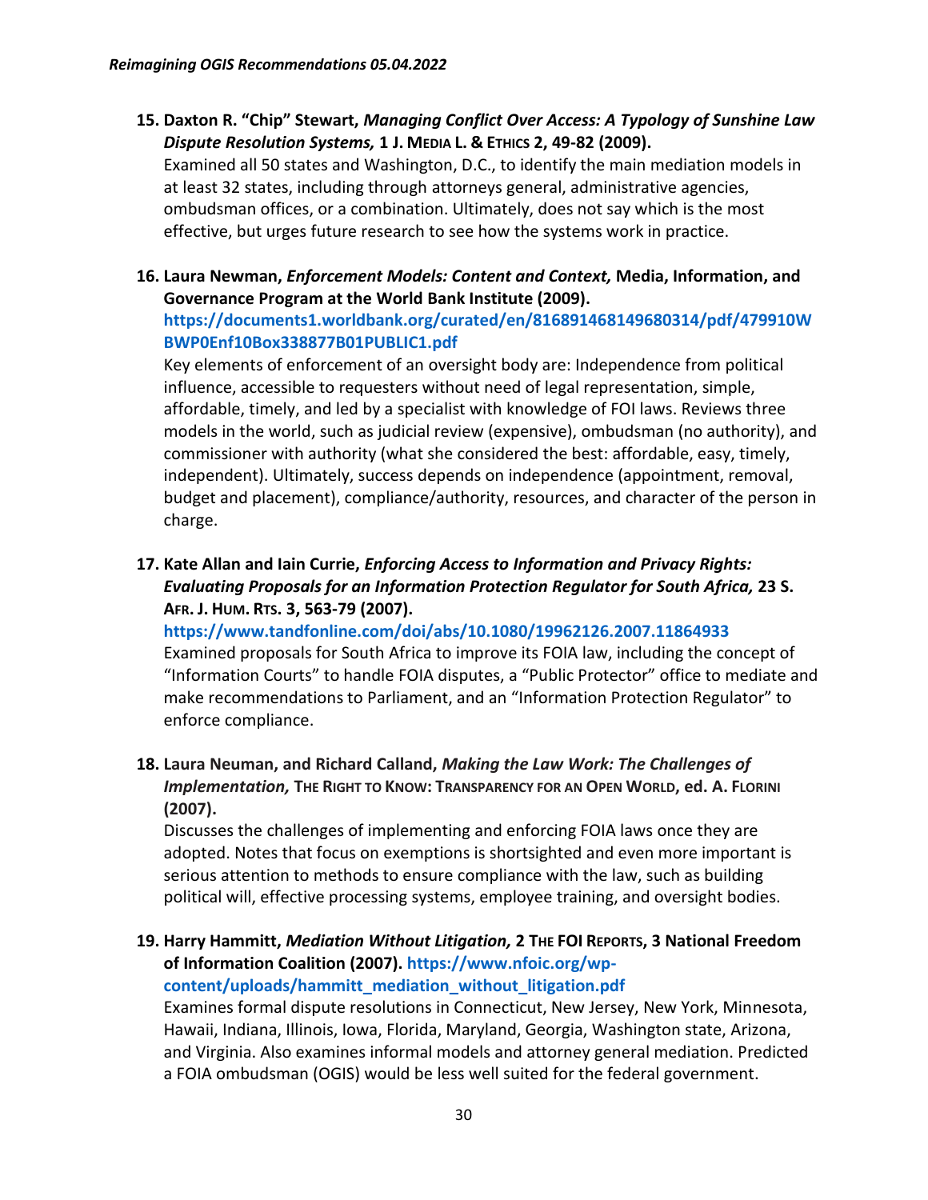15. **Daxton R. "Chip" Stewart, *Managing Conflict Over Access: A Typology of Sunshine Law Dispute Resolution Systems,* 1 J. MEDIA L. & ETHICS 2, 49-82 (2009).**
    Examined all 50 states and Washington, D.C., to identify the main mediation models in at least 32 states, including through attorneys general, administrative agencies, ombudsman offices, or a combination. Ultimately, does not say which is the most effective, but urges future research to see how the systems work in practice.

16. **Laura Newman, *Enforcement Models: Content and Context,* Media, Information, and Governance Program at the World Bank Institute (2009). https://documents1.worldbank.org/curated/en/816891468149680314/pdf/479910WBWP0Enf10Box338877B01PUBLIC1.pdf**
    Key elements of enforcement of an oversight body are: Independence from political influence, accessible to requesters without need of legal representation, simple, affordable, timely, and led by a specialist with knowledge of FOI laws. Reviews three models in the world, such as judicial review (expensive), ombudsman (no authority), and commissioner with authority (what she considered the best: affordable, easy, timely, independent). Ultimately, success depends on independence (appointment, removal, budget and placement), compliance/authority, resources, and character of the person in charge.

17. **Kate Allan and Iain Currie, *Enforcing Access to Information and Privacy Rights: Evaluating Proposals for an Information Protection Regulator for South Africa,* 23 S. AFR. J. HUM. RTS. 3, 563-79 (2007).**
    **https://www.tandfonline.com/doi/abs/10.1080/19962126.2007.11864933**
    Examined proposals for South Africa to improve its FOIA law, including the concept of "Information Courts" to handle FOIA disputes, a "Public Protector" office to mediate and make recommendations to Parliament, and an "Information Protection Regulator" to enforce compliance.

18. **Laura Neuman, and Richard Calland, *Making the Law Work: The Challenges of Implementation,* THE RIGHT TO KNOW: TRANSPARENCY FOR AN OPEN WORLD, ed. A. FLORINI (2007).**
    Discusses the challenges of implementing and enforcing FOIA laws once they are adopted. Notes that focus on exemptions is shortsighted and even more important is serious attention to methods to ensure compliance with the law, such as building political will, effective processing systems, employee training, and oversight bodies.

19. **Harry Hammitt, *Mediation Without Litigation,* 2 THE FOI REPORTS, 3 National Freedom of Information Coalition (2007). https://www.nfoic.org/wp-content/uploads/hammitt_mediation_without_litigation.pdf**
    Examines formal dispute resolutions in Connecticut, New Jersey, New York, Minnesota, Hawaii, Indiana, Illinois, Iowa, Florida, Maryland, Georgia, Washington state, Arizona, and Virginia. Also examines informal models and attorney general mediation. Predicted a FOIA ombudsman (OGIS) would be less well suited for the federal government.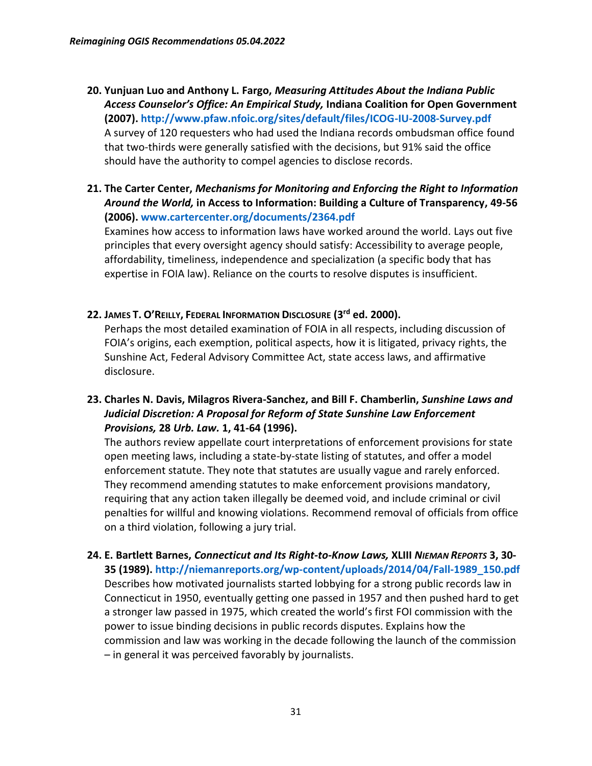20. **Yunjuan Luo and Anthony L. Fargo, *Measuring Attitudes About the Indiana Public Access Counselor's Office: An Empirical Study,* Indiana Coalition for Open Government (2007). http://www.pfaw.nfoic.org/sites/default/files/ICOG-IU-2008-Survey.pdf**
    A survey of 120 requesters who had used the Indiana records ombudsman office found that two-thirds were generally satisfied with the decisions, but 91% said the office should have the authority to compel agencies to disclose records.

21. **The Carter Center, *Mechanisms for Monitoring and Enforcing the Right to Information Around the World,* in Access to Information: Building a Culture of Transparency, 49-56 (2006). www.cartercenter.org/documents/2364.pdf**
    Examines how access to information laws have worked around the world. Lays out five principles that every oversight agency should satisfy: Accessibility to average people, affordability, timeliness, independence and specialization (a specific body that has expertise in FOIA law). Reliance on the courts to resolve disputes is insufficient.

22. **James T. O'Reilly, Federal Information Disclosure (3rd ed. 2000).**
    Perhaps the most detailed examination of FOIA in all respects, including discussion of FOIA's origins, each exemption, political aspects, how it is litigated, privacy rights, the Sunshine Act, Federal Advisory Committee Act, state access laws, and affirmative disclosure.

23. **Charles N. Davis, Milagros Rivera-Sanchez, and Bill F. Chamberlin, *Sunshine Laws and Judicial Discretion: A Proposal for Reform of State Sunshine Law Enforcement Provisions,* 28 *Urb. Law.* 1, 41-64 (1996).**
    The authors review appellate court interpretations of enforcement provisions for state open meeting laws, including a state-by-state listing of statutes, and offer a model enforcement statute. They note that statutes are usually vague and rarely enforced. They recommend amending statutes to make enforcement provisions mandatory, requiring that any action taken illegally be deemed void, and include criminal or civil penalties for willful and knowing violations. Recommend removal of officials from office on a third violation, following a jury trial.

24. **E. Bartlett Barnes, *Connecticut and Its Right-to-Know Laws,* XLIII *Nieman Reports* 3, 30-35 (1989). http://niemanreports.org/wp-content/uploads/2014/04/Fall-1989_150.pdf**
    Describes how motivated journalists started lobbying for a strong public records law in Connecticut in 1950, eventually getting one passed in 1957 and then pushed hard to get a stronger law passed in 1975, which created the world's first FOI commission with the power to issue binding decisions in public records disputes. Explains how the commission and law was working in the decade following the launch of the commission – in general it was perceived favorably by journalists.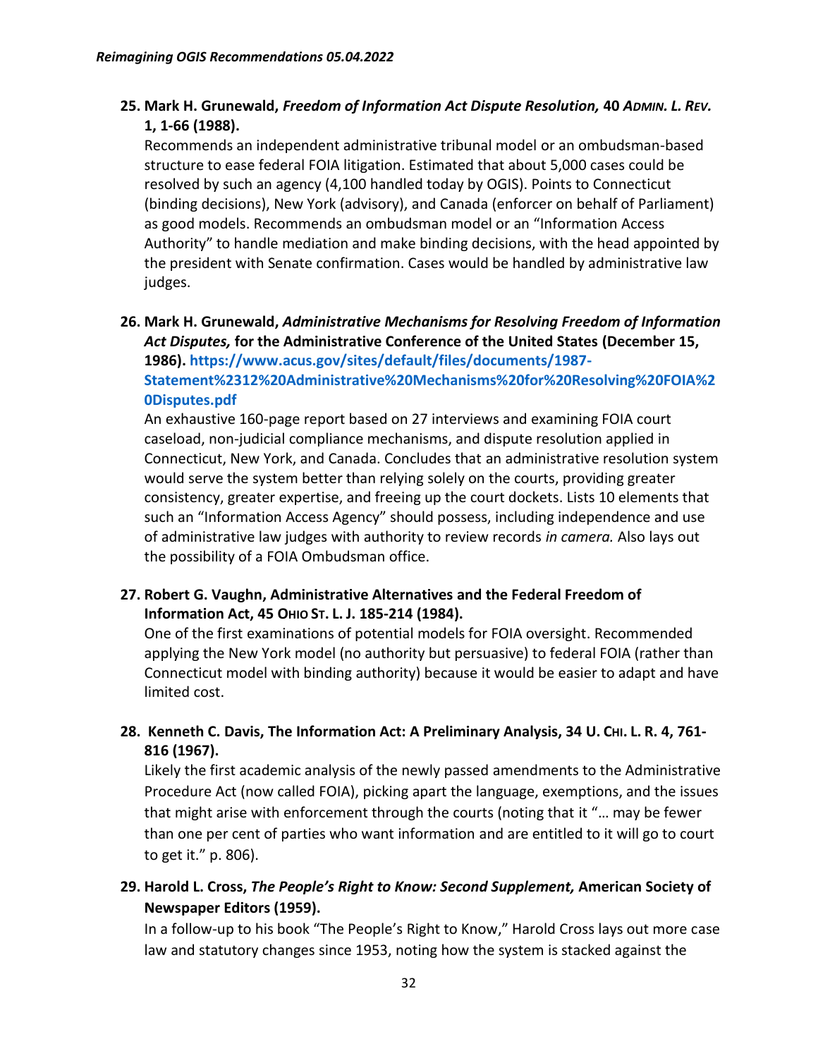25. **Mark H. Grunewald, *Freedom of Information Act Dispute Resolution,* 40 *ADMIN. L. REV.* 1, 1-66 (1988).**
    Recommends an independent administrative tribunal model or an ombudsman-based structure to ease federal FOIA litigation. Estimated that about 5,000 cases could be resolved by such an agency (4,100 handled today by OGIS). Points to Connecticut (binding decisions), New York (advisory), and Canada (enforcer on behalf of Parliament) as good models. Recommends an ombudsman model or an "Information Access Authority" to handle mediation and make binding decisions, with the head appointed by the president with Senate confirmation. Cases would be handled by administrative law judges.

26. **Mark H. Grunewald, *Administrative Mechanisms for Resolving Freedom of Information Act Disputes,* for the Administrative Conference of the United States (December 15, 1986). https://www.acus.gov/sites/default/files/documents/1987-Statement%2312%20Administrative%20Mechanisms%20for%20Resolving%20FOIA%20Disputes.pdf**
    An exhaustive 160-page report based on 27 interviews and examining FOIA court caseload, non-judicial compliance mechanisms, and dispute resolution applied in Connecticut, New York, and Canada. Concludes that an administrative resolution system would serve the system better than relying solely on the courts, providing greater consistency, greater expertise, and freeing up the court dockets. Lists 10 elements that such an "Information Access Agency" should possess, including independence and use of administrative law judges with authority to review records *in camera.* Also lays out the possibility of a FOIA Ombudsman office.

27. **Robert G. Vaughn, Administrative Alternatives and the Federal Freedom of Information Act, 45 OHIO ST. L. J. 185-214 (1984).**
    One of the first examinations of potential models for FOIA oversight. Recommended applying the New York model (no authority but persuasive) to federal FOIA (rather than Connecticut model with binding authority) because it would be easier to adapt and have limited cost.

28. **Kenneth C. Davis, The Information Act: A Preliminary Analysis, 34 U. CHI. L. R. 4, 761-816 (1967).**
    Likely the first academic analysis of the newly passed amendments to the Administrative Procedure Act (now called FOIA), picking apart the language, exemptions, and the issues that might arise with enforcement through the courts (noting that it "… may be fewer than one per cent of parties who want information and are entitled to it will go to court to get it." p. 806).

29. **Harold L. Cross, *The People's Right to Know: Second Supplement,* American Society of Newspaper Editors (1959).**
    In a follow-up to his book "The People's Right to Know," Harold Cross lays out more case law and statutory changes since 1953, noting how the system is stacked against the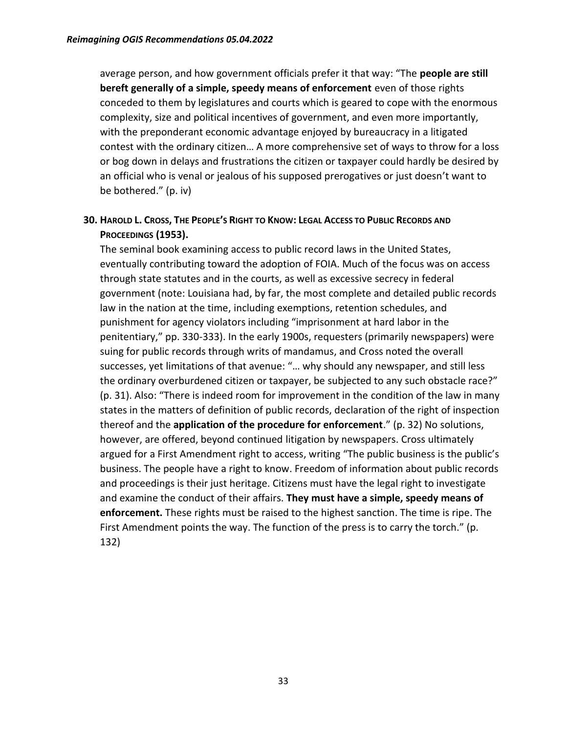average person, and how government officials prefer it that way: "The **people are still bereft generally of a simple, speedy means of enforcement** even of those rights conceded to them by legislatures and courts which is geared to cope with the enormous complexity, size and political incentives of government, and even more importantly, with the preponderant economic advantage enjoyed by bureaucracy in a litigated contest with the ordinary citizen… A more comprehensive set of ways to throw for a loss or bog down in delays and frustrations the citizen or taxpayer could hardly be desired by an official who is venal or jealous of his supposed prerogatives or just doesn't want to be bothered." (p. iv)

**30. Harold L. Cross, The People's Right to Know: Legal Access to Public Records and Proceedings (1953).**

The seminal book examining access to public record laws in the United States, eventually contributing toward the adoption of FOIA. Much of the focus was on access through state statutes and in the courts, as well as excessive secrecy in federal government (note: Louisiana had, by far, the most complete and detailed public records law in the nation at the time, including exemptions, retention schedules, and punishment for agency violators including "imprisonment at hard labor in the penitentiary," pp. 330-333). In the early 1900s, requesters (primarily newspapers) were suing for public records through writs of mandamus, and Cross noted the overall successes, yet limitations of that avenue: "… why should any newspaper, and still less the ordinary overburdened citizen or taxpayer, be subjected to any such obstacle race?" (p. 31). Also: "There is indeed room for improvement in the condition of the law in many states in the matters of definition of public records, declaration of the right of inspection thereof and the **application of the procedure for enforcement**." (p. 32) No solutions, however, are offered, beyond continued litigation by newspapers. Cross ultimately argued for a First Amendment right to access, writing "The public business is the public's business. The people have a right to know. Freedom of information about public records and proceedings is their just heritage. Citizens must have the legal right to investigate and examine the conduct of their affairs. **They must have a simple, speedy means of enforcement.** These rights must be raised to the highest sanction. The time is ripe. The First Amendment points the way. The function of the press is to carry the torch." (p. 132)